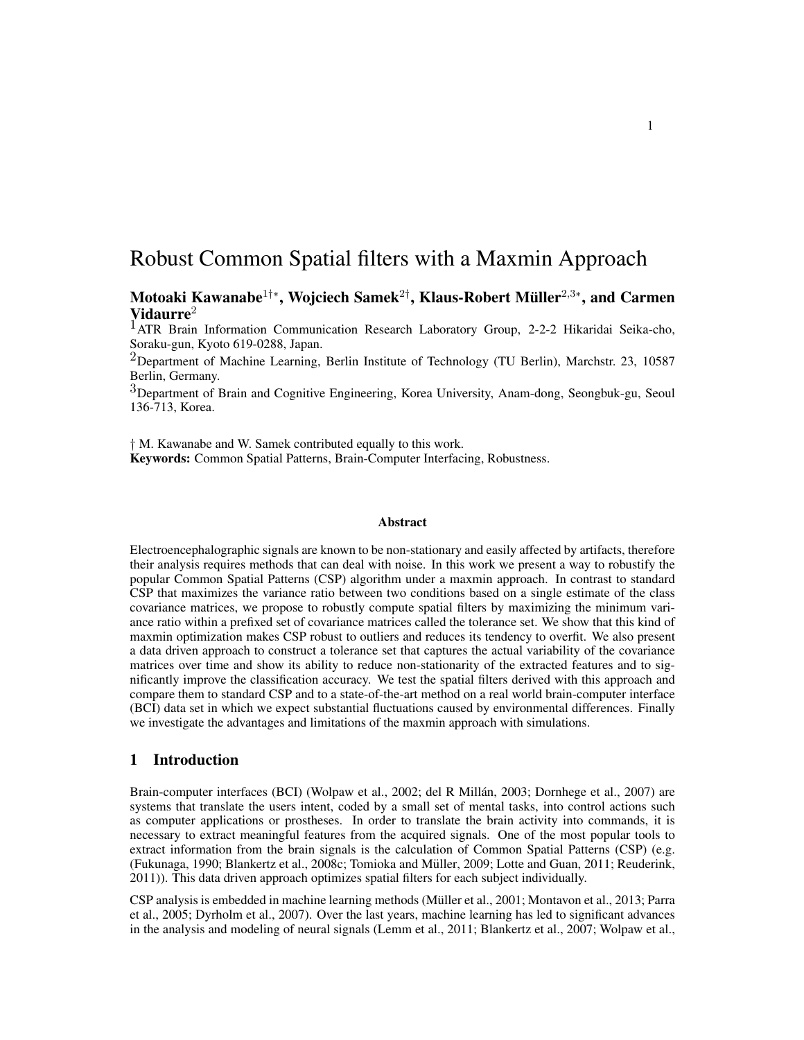# Robust Common Spatial filters with a Maxmin Approach

**Motoaki Kawanabe[1†*], Wojciech Samek[2†], Klaus-Robert Müller[2,3*], and Carmen Vidaurre[2]**

[1]ATR Brain Information Communication Research Laboratory Group, 2-2-2 Hikaridai Seika-cho, Soraku-gun, Kyoto 619-0288, Japan.

[2]Department of Machine Learning, Berlin Institute of Technology (TU Berlin), Marchstr. 23, 10587 Berlin, Germany.

[3]Department of Brain and Cognitive Engineering, Korea University, Anam-dong, Seongbuk-gu, Seoul 136-713, Korea.

† M. Kawanabe and W. Samek contributed equally to this work.

**Keywords:** Common Spatial Patterns, Brain-Computer Interfacing, Robustness.

### Abstract

Electroencephalographic signals are known to be non-stationary and easily affected by artifacts, therefore their analysis requires methods that can deal with noise. In this work we present a way to robustify the popular Common Spatial Patterns (CSP) algorithm under a maxmin approach. In contrast to standard CSP that maximizes the variance ratio between two conditions based on a single estimate of the class covariance matrices, we propose to robustly compute spatial filters by maximizing the minimum variance ratio within a prefixed set of covariance matrices called the tolerance set. We show that this kind of maxmin optimization makes CSP robust to outliers and reduces its tendency to overfit. We also present a data driven approach to construct a tolerance set that captures the actual variability of the covariance matrices over time and show its ability to reduce non-stationarity of the extracted features and to significantly improve the classification accuracy. We test the spatial filters derived with this approach and compare them to standard CSP and to a state-of-the-art method on a real world brain-computer interface (BCI) data set in which we expect substantial fluctuations caused by environmental differences. Finally we investigate the advantages and limitations of the maxmin approach with simulations.

## 1 Introduction

Brain-computer interfaces (BCI) (Wolpaw et al., 2002; del R Millán, 2003; Dornhege et al., 2007) are systems that translate the users intent, coded by a small set of mental tasks, into control actions such as computer applications or prostheses. In order to translate the brain activity into commands, it is necessary to extract meaningful features from the acquired signals. One of the most popular tools to extract information from the brain signals is the calculation of Common Spatial Patterns (CSP) (e.g. (Fukunaga, 1990; Blankertz et al., 2008c; Tomioka and Müller, 2009; Lotte and Guan, 2011; Reuderink, 2011)). This data driven approach optimizes spatial filters for each subject individually.

CSP analysis is embedded in machine learning methods (Müller et al., 2001; Montavon et al., 2013; Parra et al., 2005; Dyrholm et al., 2007). Over the last years, machine learning has led to significant advances in the analysis and modeling of neural signals (Lemm et al., 2011; Blankertz et al., 2007; Wolpaw et al.,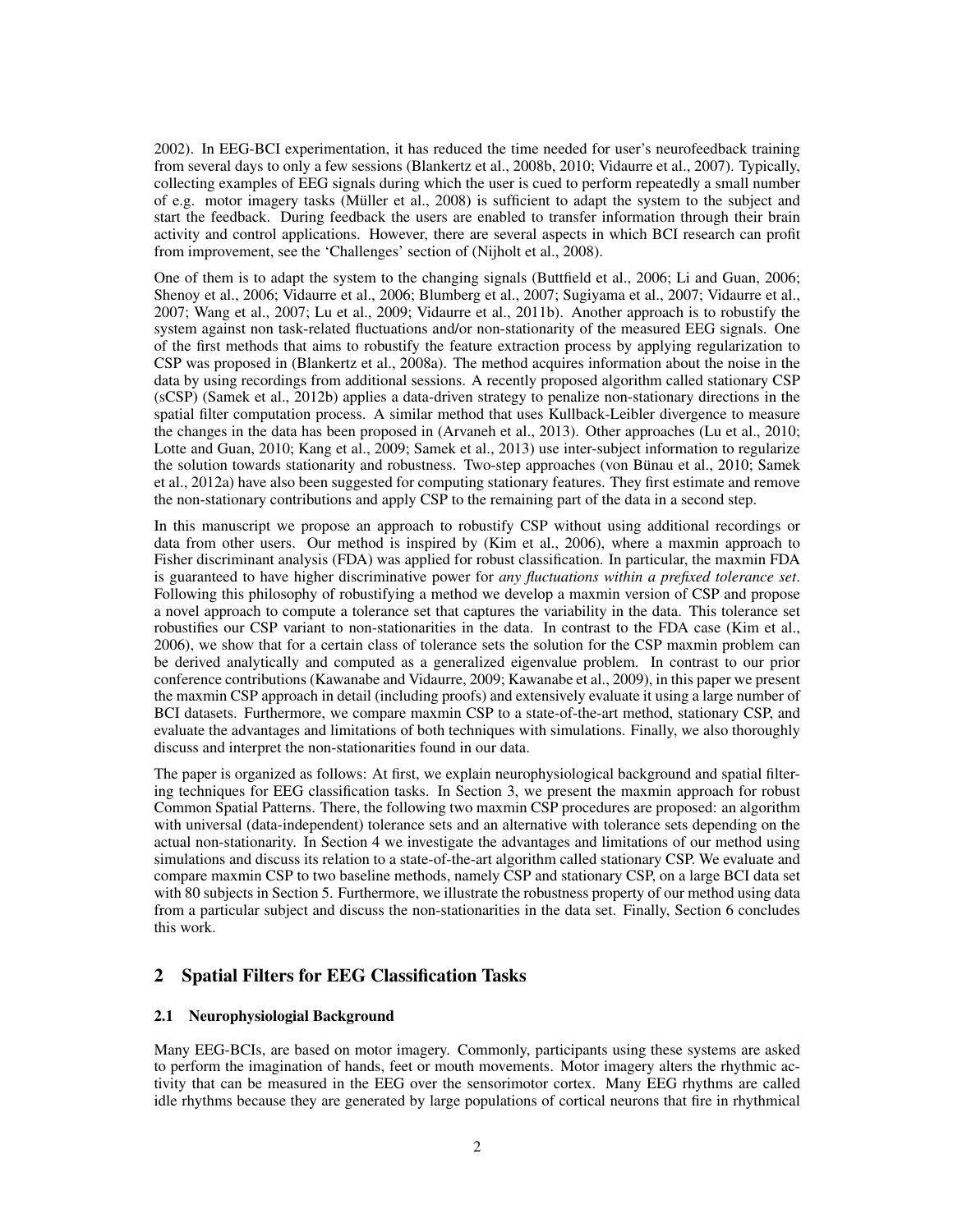2002). In EEG-BCI experimentation, it has reduced the time needed for user's neurofeedback training from several days to only a few sessions (Blankertz et al., 2008b, 2010; Vidaurre et al., 2007). Typically, collecting examples of EEG signals during which the user is cued to perform repeatedly a small number of e.g. motor imagery tasks (Müller et al., 2008) is sufficient to adapt the system to the subject and start the feedback. During feedback the users are enabled to transfer information through their brain activity and control applications. However, there are several aspects in which BCI research can profit from improvement, see the 'Challenges' section of (Nijholt et al., 2008).

One of them is to adapt the system to the changing signals (Buttfield et al., 2006; Li and Guan, 2006; Shenoy et al., 2006; Vidaurre et al., 2006; Blumberg et al., 2007; Sugiyama et al., 2007; Vidaurre et al., 2007; Wang et al., 2007; Lu et al., 2009; Vidaurre et al., 2011b). Another approach is to robustify the system against non task-related fluctuations and/or non-stationarity of the measured EEG signals. One of the first methods that aims to robustify the feature extraction process by applying regularization to CSP was proposed in (Blankertz et al., 2008a). The method acquires information about the noise in the data by using recordings from additional sessions. A recently proposed algorithm called stationary CSP (sCSP) (Samek et al., 2012b) applies a data-driven strategy to penalize non-stationary directions in the spatial filter computation process. A similar method that uses Kullback-Leibler divergence to measure the changes in the data has been proposed in (Arvaneh et al., 2013). Other approaches (Lu et al., 2010; Lotte and Guan, 2010; Kang et al., 2009; Samek et al., 2013) use inter-subject information to regularize the solution towards stationarity and robustness. Two-step approaches (von Bünau et al., 2010; Samek et al., 2012a) have also been suggested for computing stationary features. They first estimate and remove the non-stationary contributions and apply CSP to the remaining part of the data in a second step.

In this manuscript we propose an approach to robustify CSP without using additional recordings or data from other users. Our method is inspired by (Kim et al., 2006), where a maxmin approach to Fisher discriminant analysis (FDA) was applied for robust classification. In particular, the maxmin FDA is guaranteed to have higher discriminative power for *any fluctuations within a prefixed tolerance set*. Following this philosophy of robustifying a method we develop a maxmin version of CSP and propose a novel approach to compute a tolerance set that captures the variability in the data. This tolerance set robustifies our CSP variant to non-stationarities in the data. In contrast to the FDA case (Kim et al., 2006), we show that for a certain class of tolerance sets the solution for the CSP maxmin problem can be derived analytically and computed as a generalized eigenvalue problem. In contrast to our prior conference contributions (Kawanabe and Vidaurre, 2009; Kawanabe et al., 2009), in this paper we present the maxmin CSP approach in detail (including proofs) and extensively evaluate it using a large number of BCI datasets. Furthermore, we compare maxmin CSP to a state-of-the-art method, stationary CSP, and evaluate the advantages and limitations of both techniques with simulations. Finally, we also thoroughly discuss and interpret the non-stationarities found in our data.

The paper is organized as follows: At first, we explain neurophysiological background and spatial filtering techniques for EEG classification tasks. In Section 3, we present the maxmin approach for robust Common Spatial Patterns. There, the following two maxmin CSP procedures are proposed: an algorithm with universal (data-independent) tolerance sets and an alternative with tolerance sets depending on the actual non-stationarity. In Section 4 we investigate the advantages and limitations of our method using simulations and discuss its relation to a state-of-the-art algorithm called stationary CSP. We evaluate and compare maxmin CSP to two baseline methods, namely CSP and stationary CSP, on a large BCI data set with 80 subjects in Section 5. Furthermore, we illustrate the robustness property of our method using data from a particular subject and discuss the non-stationarities in the data set. Finally, Section 6 concludes this work.

## 2 Spatial Filters for EEG Classification Tasks

### 2.1 Neurophysiologial Background

Many EEG-BCIs, are based on motor imagery. Commonly, participants using these systems are asked to perform the imagination of hands, feet or mouth movements. Motor imagery alters the rhythmic activity that can be measured in the EEG over the sensorimotor cortex. Many EEG rhythms are called idle rhythms because they are generated by large populations of cortical neurons that fire in rhythmical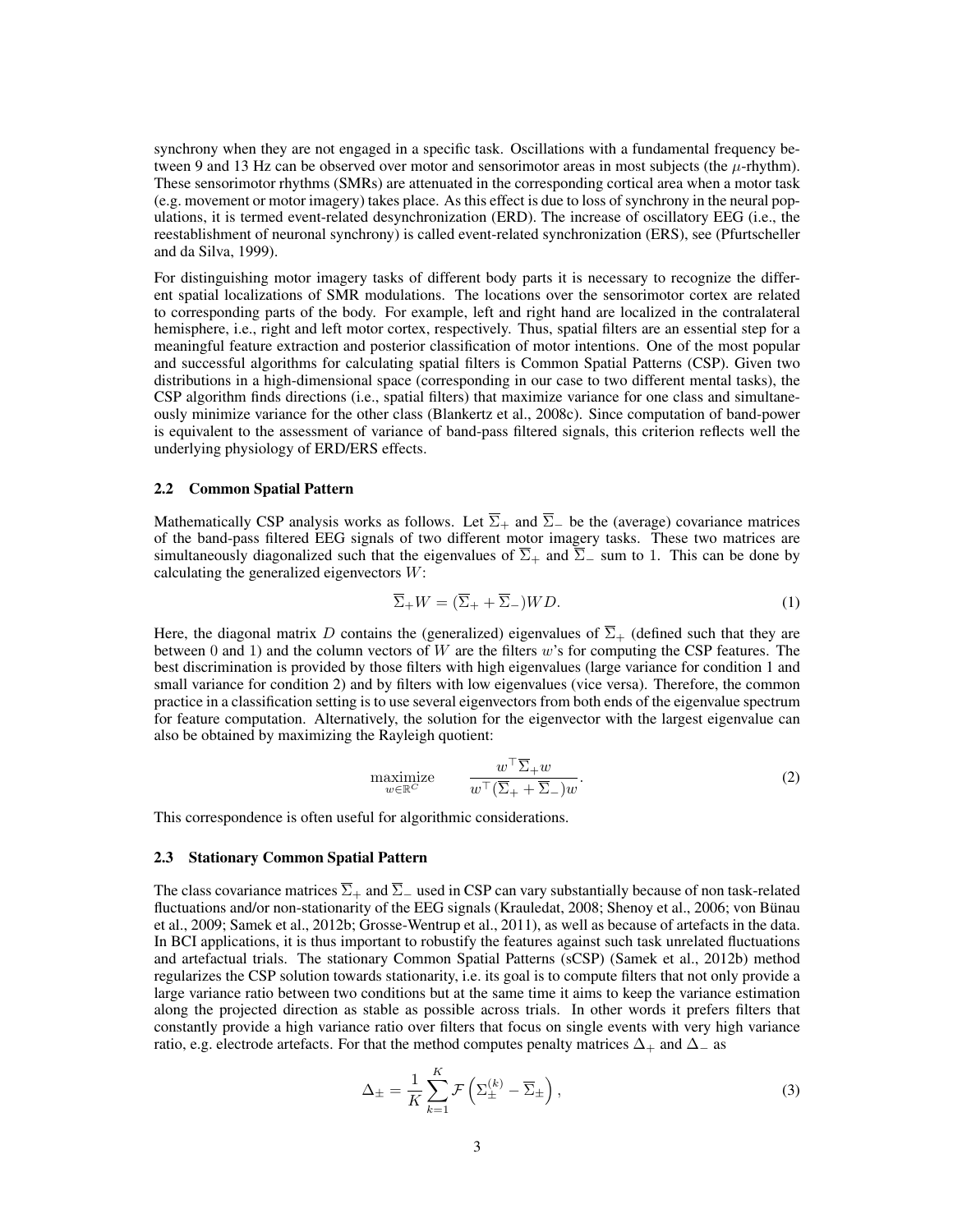synchrony when they are not engaged in a specific task. Oscillations with a fundamental frequency between 9 and 13 Hz can be observed over motor and sensorimotor areas in most subjects (the $\mu$-rhythm). These sensorimotor rhythms (SMRs) are attenuated in the corresponding cortical area when a motor task (e.g. movement or motor imagery) takes place. As this effect is due to loss of synchrony in the neural populations, it is termed event-related desynchronization (ERD). The increase of oscillatory EEG (i.e., the reestablishment of neuronal synchrony) is called event-related synchronization (ERS), see (Pfurtscheller and da Silva, 1999).

For distinguishing motor imagery tasks of different body parts it is necessary to recognize the different spatial localizations of SMR modulations. The locations over the sensorimotor cortex are related to corresponding parts of the body. For example, left and right hand are localized in the contralateral hemisphere, i.e., right and left motor cortex, respectively. Thus, spatial filters are an essential step for a meaningful feature extraction and posterior classification of motor intentions. One of the most popular and successful algorithms for calculating spatial filters is Common Spatial Patterns (CSP). Given two distributions in a high-dimensional space (corresponding in our case to two different mental tasks), the CSP algorithm finds directions (i.e., spatial filters) that maximize variance for one class and simultaneously minimize variance for the other class (Blankertz et al., 2008c). Since computation of band-power is equivalent to the assessment of variance of band-pass filtered signals, this criterion reflects well the underlying physiology of ERD/ERS effects.

### 2.2 Common Spatial Pattern

Mathematically CSP analysis works as follows. Let $\overline{\Sigma}_+$ and $\overline{\Sigma}_-$ be the (average) covariance matrices of the band-pass filtered EEG signals of two different motor imagery tasks. These two matrices are simultaneously diagonalized such that the eigenvalues of $\overline{\Sigma}_+$ and $\overline{\Sigma}_-$ sum to 1. This can be done by calculating the generalized eigenvectors $W$:

$$\overline{\Sigma}_+ W = (\overline{\Sigma}_+ + \overline{\Sigma}_-) W D. \tag{1}$$

Here, the diagonal matrix $D$ contains the (generalized) eigenvalues of $\overline{\Sigma}_+$ (defined such that they are between 0 and 1) and the column vectors of $W$ are the filters $w$'s for computing the CSP features. The best discrimination is provided by those filters with high eigenvalues (large variance for condition 1 and small variance for condition 2) and by filters with low eigenvalues (vice versa). Therefore, the common practice in a classification setting is to use several eigenvectors from both ends of the eigenvalue spectrum for feature computation. Alternatively, the solution for the eigenvector with the largest eigenvalue can also be obtained by maximizing the Rayleigh quotient:

$$\underset{w \in \mathbb{R}^C}{\text{maximize}} \qquad \frac{w^\top \overline{\Sigma}_+ w}{w^\top (\overline{\Sigma}_+ + \overline{\Sigma}_-) w}. \tag{2}$$

This correspondence is often useful for algorithmic considerations.

### 2.3 Stationary Common Spatial Pattern

The class covariance matrices $\overline{\Sigma}_+$ and $\overline{\Sigma}_-$ used in CSP can vary substantially because of non task-related fluctuations and/or non-stationarity of the EEG signals (Krauledat, 2008; Shenoy et al., 2006; von Bünau et al., 2009; Samek et al., 2012b; Grosse-Wentrup et al., 2011), as well as because of artefacts in the data. In BCI applications, it is thus important to robustify the features against such task unrelated fluctuations and artefactual trials. The stationary Common Spatial Patterns (sCSP) (Samek et al., 2012b) method regularizes the CSP solution towards stationarity, i.e. its goal is to compute filters that not only provide a large variance ratio between two conditions but at the same time it aims to keep the variance estimation along the projected direction as stable as possible across trials. In other words it prefers filters that constantly provide a high variance ratio over filters that focus on single events with very high variance ratio, e.g. electrode artefacts. For that the method computes penalty matrices $\Delta_+$ and $\Delta_-$ as

$$\Delta_\pm = \frac{1}{K} \sum_{k=1}^{K} \mathcal{F}\left( \Sigma_\pm^{(k)} - \overline{\Sigma}_\pm \right), \tag{3}$$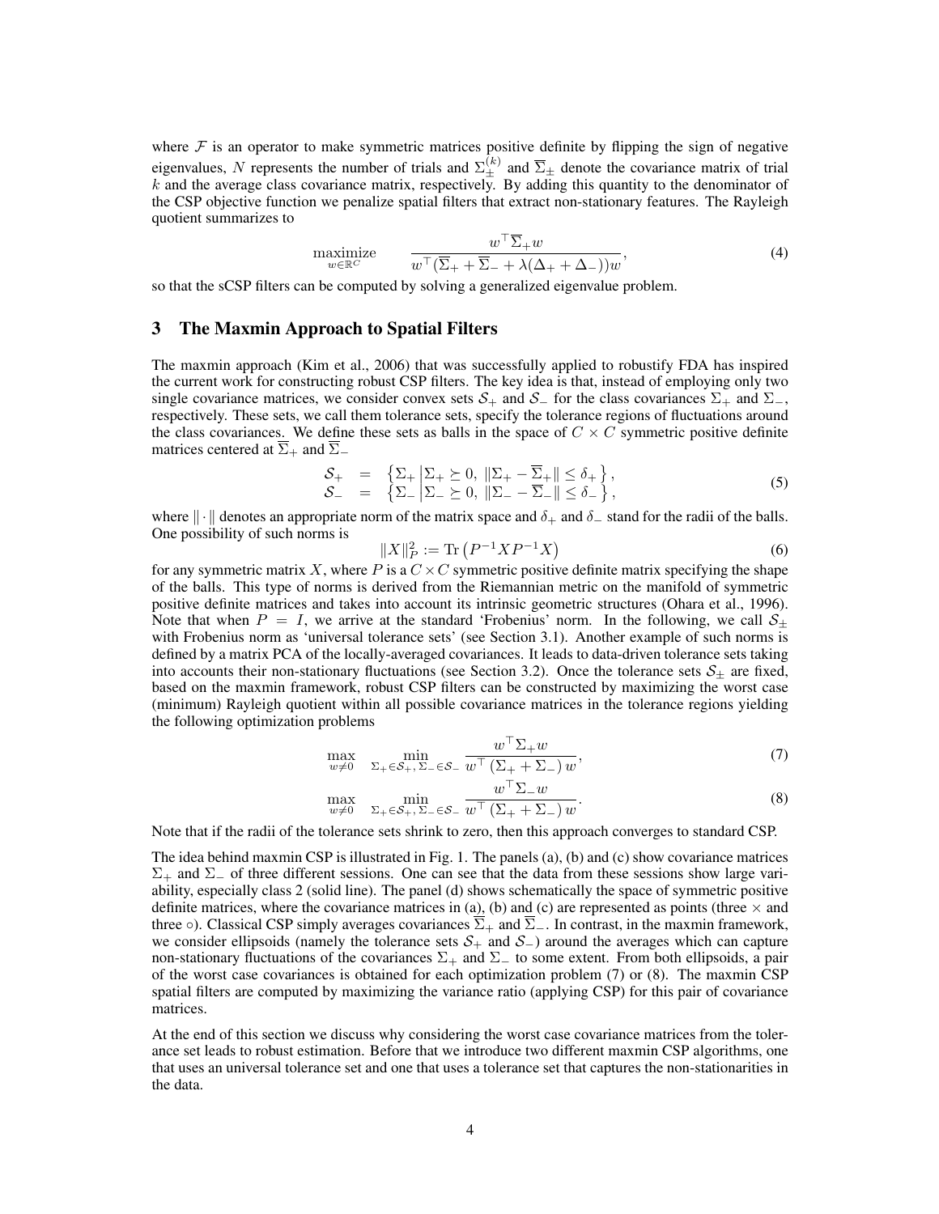where $\mathcal{F}$ is an operator to make symmetric matrices positive definite by flipping the sign of negative eigenvalues, $N$ represents the number of trials and $\Sigma_{\pm}^{(k)}$ and $\overline{\Sigma}_{\pm}$ denote the covariance matrix of trial $k$ and the average class covariance matrix, respectively. By adding this quantity to the denominator of the CSP objective function we penalize spatial filters that extract non-stationary features. The Rayleigh quotient summarizes to

$$\underset{w \in \mathbb{R}^C}{\text{maximize}} \qquad \frac{w^\top \overline{\Sigma}_+ w}{w^\top (\overline{\Sigma}_+ + \overline{\Sigma}_- + \lambda(\Delta_+ + \Delta_-))w}, \tag{4}$$

so that the sCSP filters can be computed by solving a generalized eigenvalue problem.

## 3 The Maxmin Approach to Spatial Filters

The maxmin approach (Kim et al., 2006) that was successfully applied to robustify FDA has inspired the current work for constructing robust CSP filters. The key idea is that, instead of employing only two single covariance matrices, we consider convex sets $\mathcal{S}_+$ and $\mathcal{S}_-$ for the class covariances $\Sigma_+$ and $\Sigma_-$, respectively. These sets, we call them tolerance sets, specify the tolerance regions of fluctuations around the class covariances. We define these sets as balls in the space of $C \times C$ symmetric positive definite matrices centered at $\overline{\Sigma}_+$ and $\overline{\Sigma}_-$

$$\begin{aligned}
\mathcal{S}_+ &= \left\{ \Sigma_+ \middle| \Sigma_+ \succeq 0, \ \|\Sigma_+ - \overline{\Sigma}_+\| \leq \delta_+ \right\}, \\
\mathcal{S}_- &= \left\{ \Sigma_- \middle| \Sigma_- \succeq 0, \ \|\Sigma_- - \overline{\Sigma}_-\| \leq \delta_- \right\},
\end{aligned} \tag{5}$$

where $\|\cdot\|$ denotes an appropriate norm of the matrix space and $\delta_+$ and $\delta_-$ stand for the radii of the balls. One possibility of such norms is

$$\|X\|_P^2 := \mathrm{Tr}\left(P^{-1} X P^{-1} X\right) \tag{6}$$

for any symmetric matrix $X$, where $P$ is a $C \times C$ symmetric positive definite matrix specifying the shape of the balls. This type of norms is derived from the Riemannian metric on the manifold of symmetric positive definite matrices and takes into account its intrinsic geometric structures (Ohara et al., 1996). Note that when $P = I$, we arrive at the standard 'Frobenius' norm. In the following, we call $\mathcal{S}_\pm$ with Frobenius norm as 'universal tolerance sets' (see Section 3.1). Another example of such norms is defined by a matrix PCA of the locally-averaged covariances. It leads to data-driven tolerance sets taking into accounts their non-stationary fluctuations (see Section 3.2). Once the tolerance sets $\mathcal{S}_\pm$ are fixed, based on the maxmin framework, robust CSP filters can be constructed by maximizing the worst case (minimum) Rayleigh quotient within all possible covariance matrices in the tolerance regions yielding the following optimization problems

$$\max_{w \neq 0} \quad \min_{\Sigma_+ \in \mathcal{S}_+, \, \Sigma_- \in \mathcal{S}_-} \frac{w^\top \Sigma_+ w}{w^\top \left(\Sigma_+ + \Sigma_-\right) w}, \tag{7}$$

$$\max_{w \neq 0} \quad \min_{\Sigma_+ \in \mathcal{S}_+, \, \Sigma_- \in \mathcal{S}_-} \frac{w^\top \Sigma_- w}{w^\top \left(\Sigma_+ + \Sigma_-\right) w}. \tag{8}$$

Note that if the radii of the tolerance sets shrink to zero, then this approach converges to standard CSP.

The idea behind maxmin CSP is illustrated in Fig. 1. The panels (a), (b) and (c) show covariance matrices $\Sigma_+$ and $\Sigma_-$ of three different sessions. One can see that the data from these sessions show large variability, especially class 2 (solid line). The panel (d) shows schematically the space of symmetric positive definite matrices, where the covariance matrices in (a), (b) and (c) are represented as points (three $\times$ and three $\circ$). Classical CSP simply averages covariances $\overline{\Sigma}_+$ and $\overline{\Sigma}_-$. In contrast, in the maxmin framework, we consider ellipsoids (namely the tolerance sets $\mathcal{S}_+$ and $\mathcal{S}_-$) around the averages which can capture non-stationary fluctuations of the covariances $\Sigma_+$ and $\Sigma_-$ to some extent. From both ellipsoids, a pair of the worst case covariances is obtained for each optimization problem (7) or (8). The maxmin CSP spatial filters are computed by maximizing the variance ratio (applying CSP) for this pair of covariance matrices.

At the end of this section we discuss why considering the worst case covariance matrices from the tolerance set leads to robust estimation. Before that we introduce two different maxmin CSP algorithms, one that uses an universal tolerance set and one that uses a tolerance set that captures the non-stationarities in the data.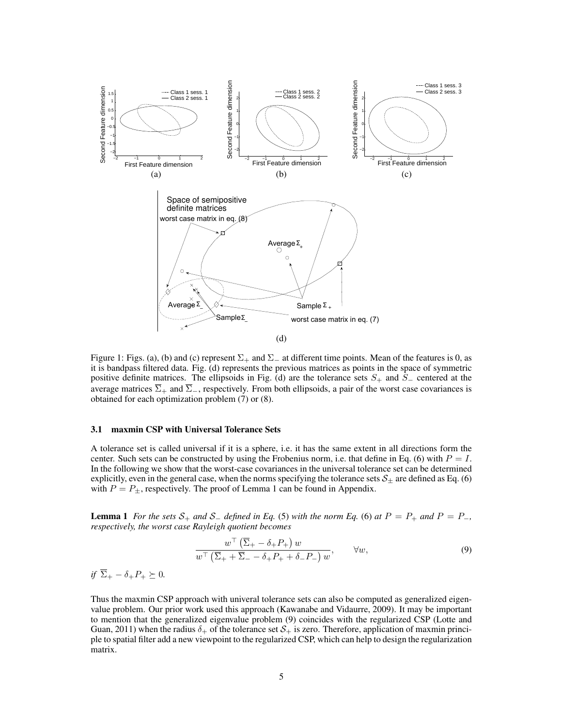Figure 1: Figs. (a), (b) and (c) represent $\Sigma_+$ and $\Sigma_-$ at different time points. Mean of the features is 0, as it is bandpass filtered data. Fig. (d) represents the previous matrices as points in the space of symmetric positive definite matrices. The ellipsoids in Fig. (d) are the tolerance sets $S_+$ and $S_-$ centered at the average matrices $\overline{\Sigma}_+$ and $\overline{\Sigma}_-$, respectively. From both ellipsoids, a pair of the worst case covariances is obtained for each optimization problem (7) or (8).

### 3.1 maxmin CSP with Universal Tolerance Sets

A tolerance set is called universal if it is a sphere, i.e. it has the same extent in all directions form the center. Such sets can be constructed by using the Frobenius norm, i.e. that define in Eq. (6) with $P = I$. In the following we show that the worst-case covariances in the universal tolerance set can be determined explicitly, even in the general case, when the norms specifying the tolerance sets $\mathcal{S}_\pm$ are defined as Eq. (6) with $P = P_\pm$, respectively. The proof of Lemma 1 can be found in Appendix.

**Lemma 1** *For the sets $\mathcal{S}_+$ and $\mathcal{S}_-$ defined in Eq. (5) with the norm Eq. (6) at $P = P_+$ and $P = P_-$, respectively, the worst case Rayleigh quotient becomes*

$$\frac{w^\top \left(\overline{\Sigma}_+ - \delta_+ P_+\right) w}{w^\top \left(\overline{\Sigma}_+ + \overline{\Sigma}_- - \delta_+ P_+ + \delta_- P_-\right) w}, \qquad \forall w, \tag{9}$$

*if $\overline{\Sigma}_+ - \delta_+ P_+ \succeq 0$.*

Thus the maxmin CSP approach with univeral tolerance sets can also be computed as generalized eigenvalue problem. Our prior work used this approach (Kawanabe and Vidaurre, 2009). It may be important to mention that the generalized eigenvalue problem (9) coincides with the regularized CSP (Lotte and Guan, 2011) when the radius $\delta_+$ of the tolerance set $\mathcal{S}_+$ is zero. Therefore, application of maxmin principle to spatial filter add a new viewpoint to the regularized CSP, which can help to design the regularization matrix.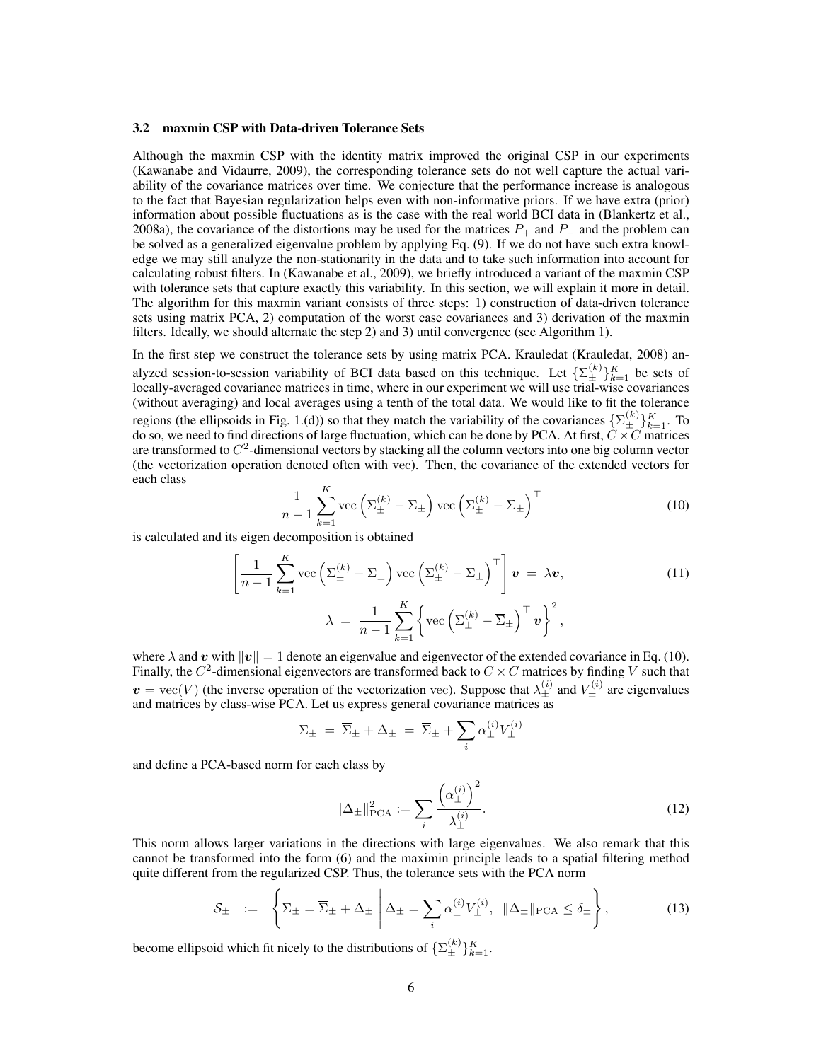### 3.2 maxmin CSP with Data-driven Tolerance Sets

Although the maxmin CSP with the identity matrix improved the original CSP in our experiments (Kawanabe and Vidaurre, 2009), the corresponding tolerance sets do not well capture the actual variability of the covariance matrices over time. We conjecture that the performance increase is analogous to the fact that Bayesian regularization helps even with non-informative priors. If we have extra (prior) information about possible fluctuations as is the case with the real world BCI data in (Blankertz et al., 2008a), the covariance of the distortions may be used for the matrices $P_+$ and $P_-$ and the problem can be solved as a generalized eigenvalue problem by applying Eq. (9). If we do not have such extra knowledge we may still analyze the non-stationarity in the data and to take such information into account for calculating robust filters. In (Kawanabe et al., 2009), we briefly introduced a variant of the maxmin CSP with tolerance sets that capture exactly this variability. In this section, we will explain it more in detail. The algorithm for this maxmin variant consists of three steps: 1) construction of data-driven tolerance sets using matrix PCA, 2) computation of the worst case covariances and 3) derivation of the maxmin filters. Ideally, we should alternate the step 2) and 3) until convergence (see Algorithm 1).

In the first step we construct the tolerance sets by using matrix PCA. Krauledat (Krauledat, 2008) analyzed session-to-session variability of BCI data based on this technique. Let $\{\Sigma_\pm^{(k)}\}_{k=1}^K$ be sets of locally-averaged covariance matrices in time, where in our experiment we will use trial-wise covariances (without averaging) and local averages using a tenth of the total data. We would like to fit the tolerance regions (the ellipsoids in Fig. 1.(d)) so that they match the variability of the covariances $\{\Sigma_\pm^{(k)}\}_{k=1}^K$. To do so, we need to find directions of large fluctuation, which can be done by PCA. At first, $C \times C$ matrices are transformed to $C^2$-dimensional vectors by stacking all the column vectors into one big column vector (the vectorization operation denoted often with vec). Then, the covariance of the extended vectors for each class

$$\frac{1}{n-1}\sum_{k=1}^{K} \mathrm{vec}\left(\Sigma_\pm^{(k)} - \overline{\Sigma}_\pm\right) \mathrm{vec}\left(\Sigma_\pm^{(k)} - \overline{\Sigma}_\pm\right)^\top \tag{10}$$

is calculated and its eigen decomposition is obtained

$$\left[\frac{1}{n-1}\sum_{k=1}^{K} \mathrm{vec}\left(\Sigma_\pm^{(k)} - \overline{\Sigma}_\pm\right) \mathrm{vec}\left(\Sigma_\pm^{(k)} - \overline{\Sigma}_\pm\right)^\top\right] \boldsymbol{v} \;=\; \lambda \boldsymbol{v}, \tag{11}$$

$$\lambda \;=\; \frac{1}{n-1}\sum_{k=1}^{K} \left\{ \mathrm{vec}\left(\Sigma_\pm^{(k)} - \overline{\Sigma}_\pm\right)^\top \boldsymbol{v} \right\}^2,$$

where $\lambda$ and $\boldsymbol{v}$ with $\|\boldsymbol{v}\| = 1$ denote an eigenvalue and eigenvector of the extended covariance in Eq. (10). Finally, the $C^2$-dimensional eigenvectors are transformed back to $C \times C$ matrices by finding $V$ such that $\boldsymbol{v} = \mathrm{vec}(V)$ (the inverse operation of the vectorization vec). Suppose that $\lambda_\pm^{(i)}$ and $V_\pm^{(i)}$ are eigenvalues and matrices by class-wise PCA. Let us express general covariance matrices as

$$\Sigma_\pm \;=\; \overline{\Sigma}_\pm + \Delta_\pm \;=\; \overline{\Sigma}_\pm + \sum_i \alpha_\pm^{(i)} V_\pm^{(i)}$$

and define a PCA-based norm for each class by

$$\|\Delta_\pm\|_{\mathrm{PCA}}^2 := \sum_i \frac{\left(\alpha_\pm^{(i)}\right)^2}{\lambda_\pm^{(i)}}. \tag{12}$$

This norm allows larger variations in the directions with large eigenvalues. We also remark that this cannot be transformed into the form (6) and the maximin principle leads to a spatial filtering method quite different from the regularized CSP. Thus, the tolerance sets with the PCA norm

$$\mathcal{S}_\pm \;:=\; \left\{ \Sigma_\pm = \overline{\Sigma}_\pm + \Delta_\pm \;\middle|\; \Delta_\pm = \sum_i \alpha_\pm^{(i)} V_\pm^{(i)}, \;\; \|\Delta_\pm\|_{\mathrm{PCA}} \leq \delta_\pm \right\}, \tag{13}$$

become ellipsoid which fit nicely to the distributions of $\{\Sigma_\pm^{(k)}\}_{k=1}^K$.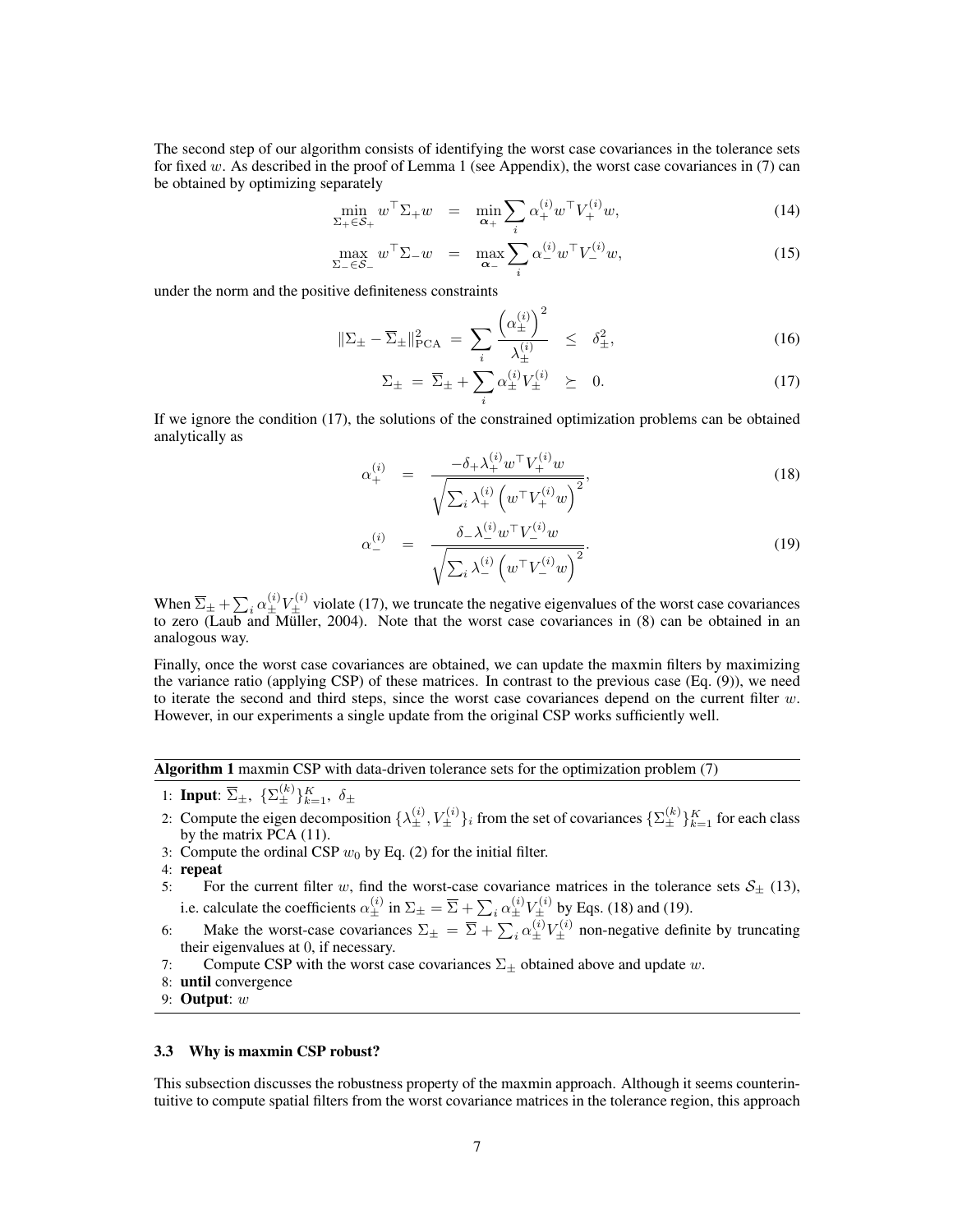The second step of our algorithm consists of identifying the worst case covariances in the tolerance sets for fixed $w$. As described in the proof of Lemma 1 (see Appendix), the worst case covariances in (7) can be obtained by optimizing separately

$$\min_{\Sigma_+ \in \mathcal{S}_+} w^\top \Sigma_+ w \;=\; \min_{\boldsymbol{\alpha}_+} \sum_i \alpha_+^{(i)} w^\top V_+^{(i)} w, \tag{14}$$

$$\max_{\Sigma_- \in \mathcal{S}_-} w^\top \Sigma_- w \;=\; \max_{\boldsymbol{\alpha}_-} \sum_i \alpha_-^{(i)} w^\top V_-^{(i)} w, \tag{15}$$

under the norm and the positive definiteness constraints

$$\|\Sigma_\pm - \overline{\Sigma}_\pm\|_{\mathrm{PCA}}^2 \;=\; \sum_i \frac{\left(\alpha_\pm^{(i)}\right)^2}{\lambda_\pm^{(i)}} \;\leq\; \delta_\pm^2, \tag{16}$$

$$\Sigma_\pm \;=\; \overline{\Sigma}_\pm + \sum_i \alpha_\pm^{(i)} V_\pm^{(i)} \;\succeq\; 0. \tag{17}$$

If we ignore the condition (17), the solutions of the constrained optimization problems can be obtained analytically as

$$\alpha_+^{(i)} \;=\; \frac{-\delta_+ \lambda_+^{(i)} w^\top V_+^{(i)} w}{\sqrt{\sum_i \lambda_+^{(i)} \left(w^\top V_+^{(i)} w\right)^2}}, \tag{18}$$

$$\alpha_-^{(i)} \;=\; \frac{\delta_- \lambda_-^{(i)} w^\top V_-^{(i)} w}{\sqrt{\sum_i \lambda_-^{(i)} \left(w^\top V_-^{(i)} w\right)^2}}. \tag{19}$$

When $\overline{\Sigma}_\pm + \sum_i \alpha_\pm^{(i)} V_\pm^{(i)}$ violate (17), we truncate the negative eigenvalues of the worst case covariances to zero (Laub and Müller, 2004). Note that the worst case covariances in (8) can be obtained in an analogous way.

Finally, once the worst case covariances are obtained, we can update the maxmin filters by maximizing the variance ratio (applying CSP) of these matrices. In contrast to the previous case (Eq. (9)), we need to iterate the second and third steps, since the worst case covariances depend on the current filter $w$. However, in our experiments a single update from the original CSP works sufficiently well.

---

**Algorithm 1** maxmin CSP with data-driven tolerance sets for the optimization problem (7)

1: **Input**: $\overline{\Sigma}_\pm$, $\{\Sigma_\pm^{(k)}\}_{k=1}^K$, $\delta_\pm$
2: Compute the eigen decomposition $\{\lambda_\pm^{(i)}, V_\pm^{(i)}\}_i$ from the set of covariances $\{\Sigma_\pm^{(k)}\}_{k=1}^K$ for each class by the matrix PCA (11).
3: Compute the ordinal CSP $w_0$ by Eq. (2) for the initial filter.
4: **repeat**
5: For the current filter $w$, find the worst-case covariance matrices in the tolerance sets $\mathcal{S}_\pm$ (13), i.e. calculate the coefficients $\alpha_\pm^{(i)}$ in $\Sigma_\pm = \overline{\Sigma} + \sum_i \alpha_\pm^{(i)} V_\pm^{(i)}$ by Eqs. (18) and (19).
6: Make the worst-case covariances $\Sigma_\pm = \overline{\Sigma} + \sum_i \alpha_\pm^{(i)} V_\pm^{(i)}$ non-negative definite by truncating their eigenvalues at 0, if necessary.
7: Compute CSP with the worst case covariances $\Sigma_\pm$ obtained above and update $w$.
8: **until** convergence
9: **Output**: $w$

---

### 3.3 Why is maxmin CSP robust?

This subsection discusses the robustness property of the maxmin approach. Although it seems counterintuitive to compute spatial filters from the worst covariance matrices in the tolerance region, this approach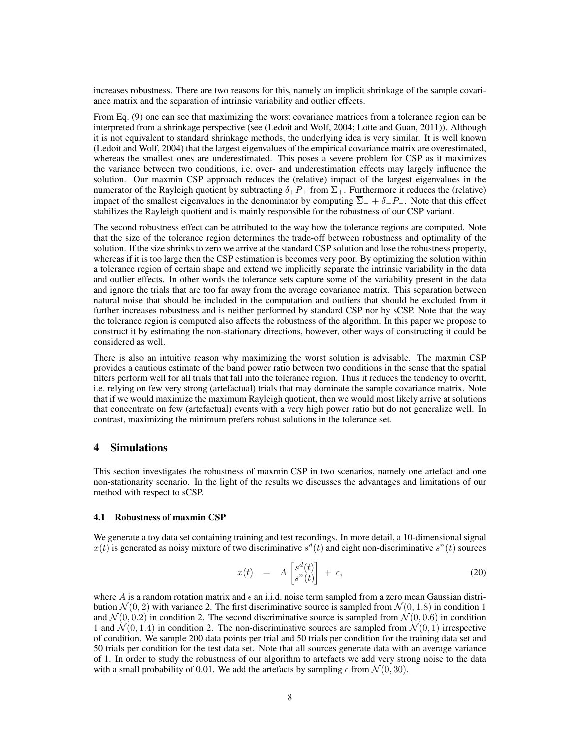increases robustness. There are two reasons for this, namely an implicit shrinkage of the sample covariance matrix and the separation of intrinsic variability and outlier effects.

From Eq. (9) one can see that maximizing the worst covariance matrices from a tolerance region can be interpreted from a shrinkage perspective (see (Ledoit and Wolf, 2004; Lotte and Guan, 2011)). Although it is not equivalent to standard shrinkage methods, the underlying idea is very similar. It is well known (Ledoit and Wolf, 2004) that the largest eigenvalues of the empirical covariance matrix are overestimated, whereas the smallest ones are underestimated. This poses a severe problem for CSP as it maximizes the variance between two conditions, i.e. over- and underestimation effects may largely influence the solution. Our maxmin CSP approach reduces the (relative) impact of the largest eigenvalues in the numerator of the Rayleigh quotient by subtracting $\delta_+ P_+$ from $\overline{\Sigma}_+$. Furthermore it reduces the (relative) impact of the smallest eigenvalues in the denominator by computing $\overline{\Sigma}_- + \delta_- P_-$. Note that this effect stabilizes the Rayleigh quotient and is mainly responsible for the robustness of our CSP variant.

The second robustness effect can be attributed to the way how the tolerance regions are computed. Note that the size of the tolerance region determines the trade-off between robustness and optimality of the solution. If the size shrinks to zero we arrive at the standard CSP solution and lose the robustness property, whereas if it is too large then the CSP estimation is becomes very poor. By optimizing the solution within a tolerance region of certain shape and extend we implicitly separate the intrinsic variability in the data and outlier effects. In other words the tolerance sets capture some of the variability present in the data and ignore the trials that are too far away from the average covariance matrix. This separation between natural noise that should be included in the computation and outliers that should be excluded from it further increases robustness and is neither performed by standard CSP nor by sCSP. Note that the way the tolerance region is computed also affects the robustness of the algorithm. In this paper we propose to construct it by estimating the non-stationary directions, however, other ways of constructing it could be considered as well.

There is also an intuitive reason why maximizing the worst solution is advisable. The maxmin CSP provides a cautious estimate of the band power ratio between two conditions in the sense that the spatial filters perform well for all trials that fall into the tolerance region. Thus it reduces the tendency to overfit, i.e. relying on few very strong (artefactual) trials that may dominate the sample covariance matrix. Note that if we would maximize the maximum Rayleigh quotient, then we would most likely arrive at solutions that concentrate on few (artefactual) events with a very high power ratio but do not generalize well. In contrast, maximizing the minimum prefers robust solutions in the tolerance set.

## 4 Simulations

This section investigates the robustness of maxmin CSP in two scenarios, namely one artefact and one non-stationarity scenario. In the light of the results we discusses the advantages and limitations of our method with respect to sCSP.

### 4.1 Robustness of maxmin CSP

We generate a toy data set containing training and test recordings. In more detail, a 10-dimensional signal $x(t)$ is generated as noisy mixture of two discriminative $s^d(t)$ and eight non-discriminative $s^n(t)$ sources

$$x(t) \;\;=\;\; A \begin{bmatrix} s^d(t) \\ s^n(t) \end{bmatrix} \;+\; \epsilon, \tag{20}$$

where $A$ is a random rotation matrix and $\epsilon$ an i.i.d. noise term sampled from a zero mean Gaussian distribution $\mathcal{N}(0, 2)$ with variance 2. The first discriminative source is sampled from $\mathcal{N}(0, 1.8)$ in condition 1 and $\mathcal{N}(0, 0.2)$ in condition 2. The second discriminative source is sampled from $\mathcal{N}(0, 0.6)$ in condition 1 and $\mathcal{N}(0, 1.4)$ in condition 2. The non-discriminative sources are sampled from $\mathcal{N}(0, 1)$ irrespective of condition. We sample 200 data points per trial and 50 trials per condition for the training data set and 50 trials per condition for the test data set. Note that all sources generate data with an average variance of 1. In order to study the robustness of our algorithm to artefacts we add very strong noise to the data with a small probability of 0.01. We add the artefacts by sampling $\epsilon$ from $\mathcal{N}(0, 30)$.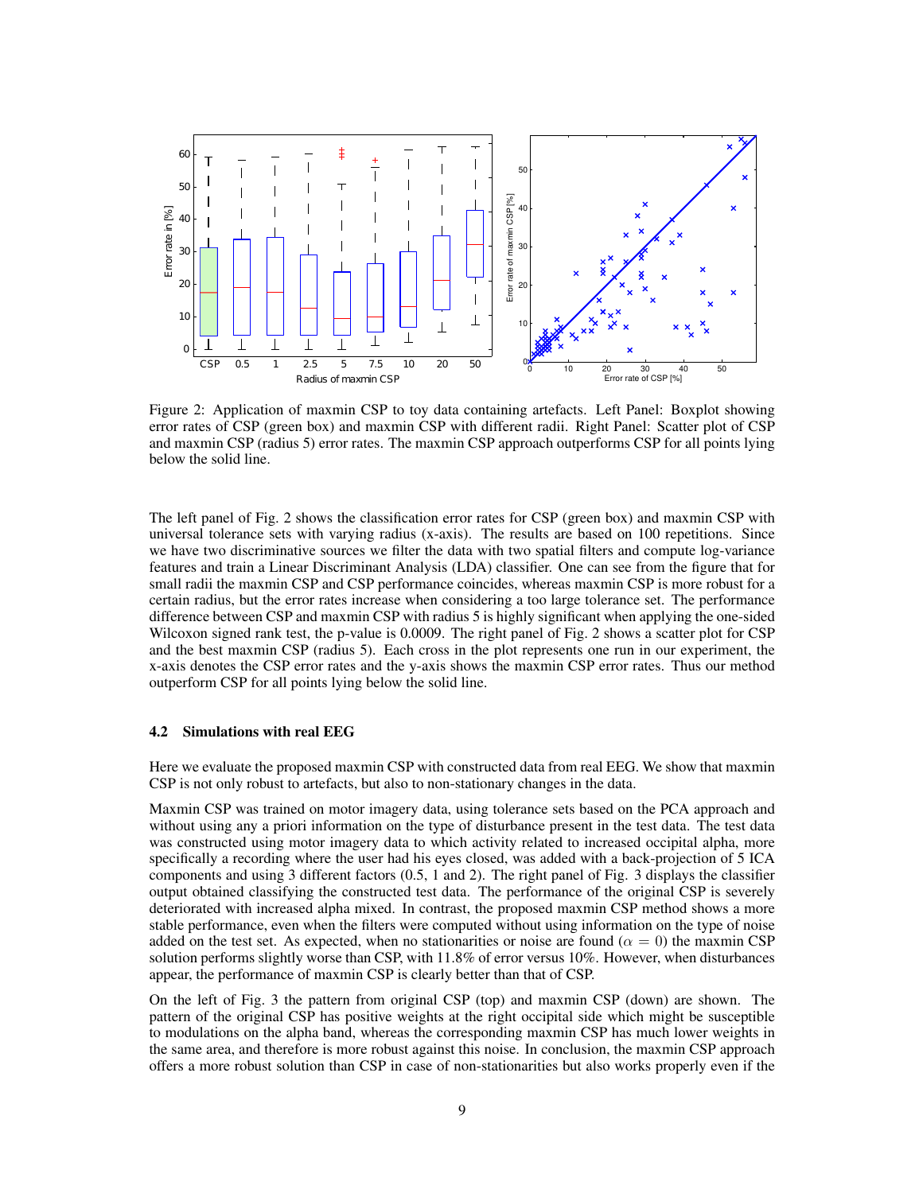Figure 2: Application of maxmin CSP to toy data containing artefacts. Left Panel: Boxplot showing error rates of CSP (green box) and maxmin CSP with different radii. Right Panel: Scatter plot of CSP and maxmin CSP (radius 5) error rates. The maxmin CSP approach outperforms CSP for all points lying below the solid line.

The left panel of Fig. 2 shows the classification error rates for CSP (green box) and maxmin CSP with universal tolerance sets with varying radius (x-axis). The results are based on 100 repetitions. Since we have two discriminative sources we filter the data with two spatial filters and compute log-variance features and train a Linear Discriminant Analysis (LDA) classifier. One can see from the figure that for small radii the maxmin CSP and CSP performance coincides, whereas maxmin CSP is more robust for a certain radius, but the error rates increase when considering a too large tolerance set. The performance difference between CSP and maxmin CSP with radius 5 is highly significant when applying the one-sided Wilcoxon signed rank test, the p-value is 0.0009. The right panel of Fig. 2 shows a scatter plot for CSP and the best maxmin CSP (radius 5). Each cross in the plot represents one run in our experiment, the x-axis denotes the CSP error rates and the y-axis shows the maxmin CSP error rates. Thus our method outperform CSP for all points lying below the solid line.

### 4.2 Simulations with real EEG

Here we evaluate the proposed maxmin CSP with constructed data from real EEG. We show that maxmin CSP is not only robust to artefacts, but also to non-stationary changes in the data.

Maxmin CSP was trained on motor imagery data, using tolerance sets based on the PCA approach and without using any a priori information on the type of disturbance present in the test data. The test data was constructed using motor imagery data to which activity related to increased occipital alpha, more specifically a recording where the user had his eyes closed, was added with a back-projection of 5 ICA components and using 3 different factors (0.5, 1 and 2). The right panel of Fig. 3 displays the classifier output obtained classifying the constructed test data. The performance of the original CSP is severely deteriorated with increased alpha mixed. In contrast, the proposed maxmin CSP method shows a more stable performance, even when the filters were computed without using information on the type of noise added on the test set. As expected, when no stationarities or noise are found ($\alpha = 0$) the maxmin CSP solution performs slightly worse than CSP, with 11.8% of error versus 10%. However, when disturbances appear, the performance of maxmin CSP is clearly better than that of CSP.

On the left of Fig. 3 the pattern from original CSP (top) and maxmin CSP (down) are shown. The pattern of the original CSP has positive weights at the right occipital side which might be susceptible to modulations on the alpha band, whereas the corresponding maxmin CSP has much lower weights in the same area, and therefore is more robust against this noise. In conclusion, the maxmin CSP approach offers a more robust solution than CSP in case of non-stationarities but also works properly even if the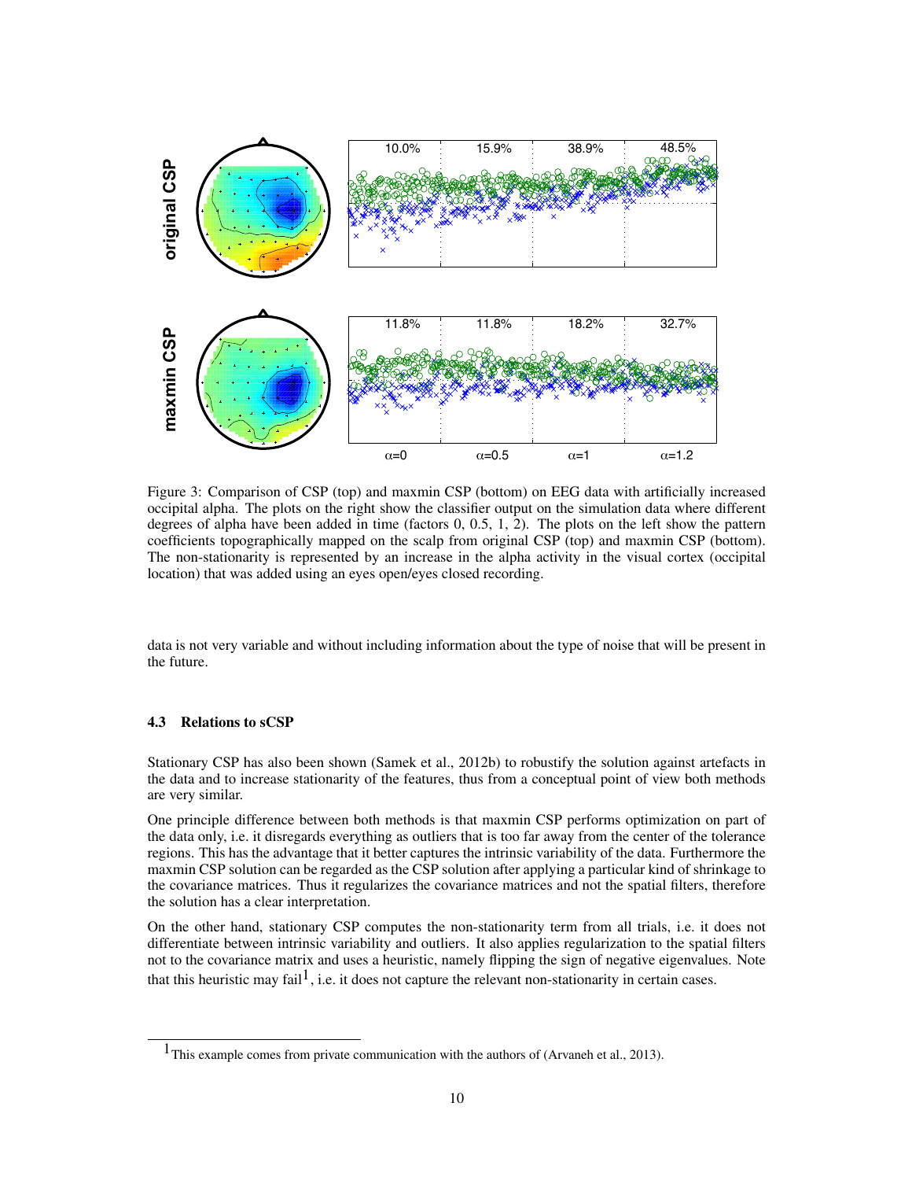Figure 3: Comparison of CSP (top) and maxmin CSP (bottom) on EEG data with artificially increased occipital alpha. The plots on the right show the classifier output on the simulation data where different degrees of alpha have been added in time (factors 0, 0.5, 1, 2). The plots on the left show the pattern coefficients topographically mapped on the scalp from original CSP (top) and maxmin CSP (bottom). The non-stationarity is represented by an increase in the alpha activity in the visual cortex (occipital location) that was added using an eyes open/eyes closed recording.

data is not very variable and without including information about the type of noise that will be present in the future.

### 4.3 Relations to sCSP

Stationary CSP has also been shown (Samek et al., 2012b) to robustify the solution against artefacts in the data and to increase stationarity of the features, thus from a conceptual point of view both methods are very similar.

One principle difference between both methods is that maxmin CSP performs optimization on part of the data only, i.e. it disregards everything as outliers that is too far away from the center of the tolerance regions. This has the advantage that it better captures the intrinsic variability of the data. Furthermore the maxmin CSP solution can be regarded as the CSP solution after applying a particular kind of shrinkage to the covariance matrices. Thus it regularizes the covariance matrices and not the spatial filters, therefore the solution has a clear interpretation.

On the other hand, stationary CSP computes the non-stationarity term from all trials, i.e. it does not differentiate between intrinsic variability and outliers. It also applies regularization to the spatial filters not to the covariance matrix and uses a heuristic, namely flipping the sign of negative eigenvalues. Note that this heuristic may fail[1], i.e. it does not capture the relevant non-stationarity in certain cases.

[1] This example comes from private communication with the authors of (Arvaneh et al., 2013).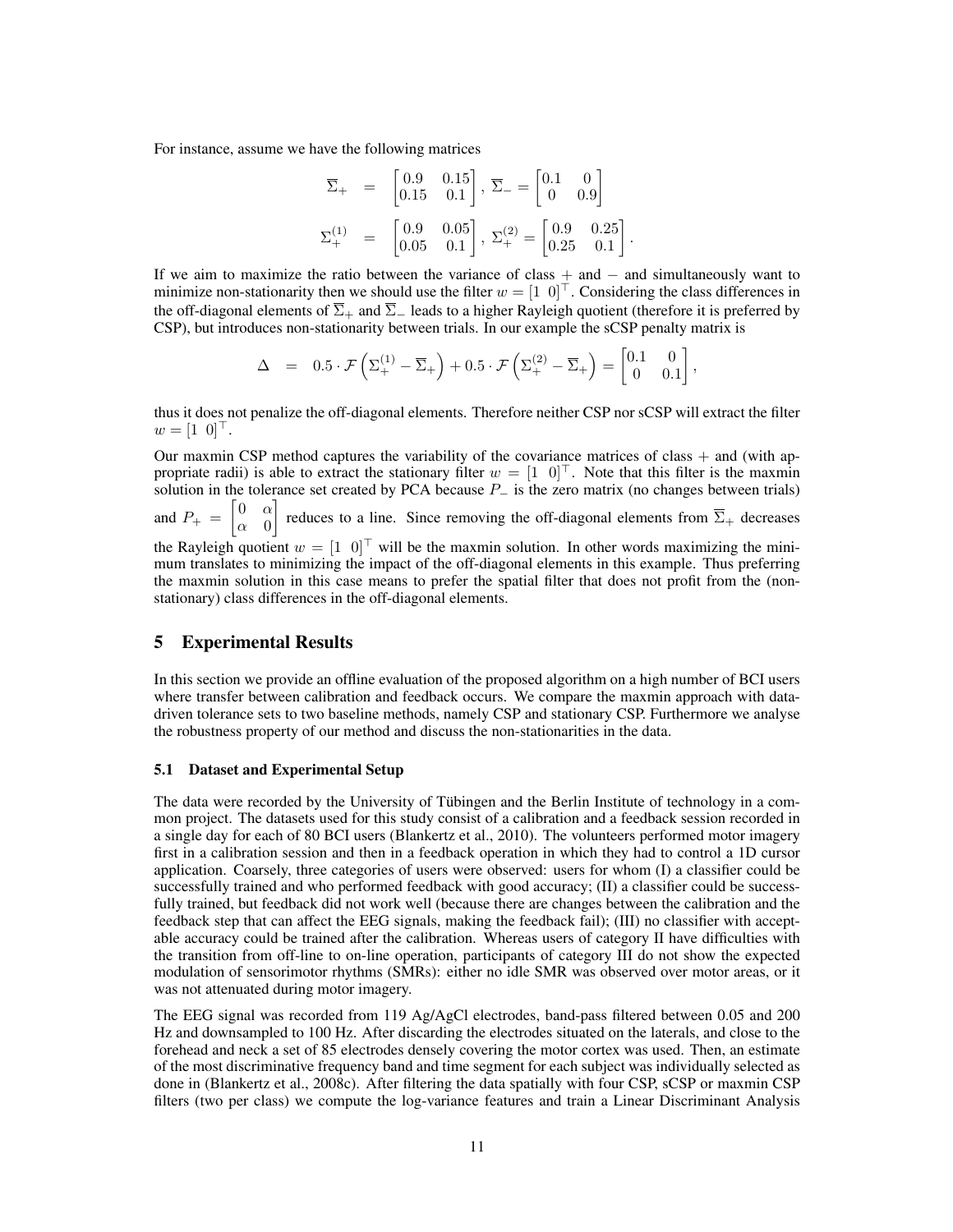For instance, assume we have the following matrices

$$
\begin{aligned}
\overline{\Sigma}_{+} &= \begin{bmatrix} 0.9 & 0.15 \\ 0.15 & 0.1 \end{bmatrix}, \ \overline{\Sigma}_{-} = \begin{bmatrix} 0.1 & 0 \\ 0 & 0.9 \end{bmatrix} \\
\Sigma_{+}^{(1)} &= \begin{bmatrix} 0.9 & 0.05 \\ 0.05 & 0.1 \end{bmatrix}, \ \Sigma_{+}^{(2)} = \begin{bmatrix} 0.9 & 0.25 \\ 0.25 & 0.1 \end{bmatrix}.
\end{aligned}
$$

If we aim to maximize the ratio between the variance of class $+$ and $-$ and simultaneously want to minimize non-stationarity then we should use the filter $w = [1 \ \ 0]^{\top}$. Considering the class differences in the off-diagonal elements of $\overline{\Sigma}_{+}$ and $\overline{\Sigma}_{-}$ leads to a higher Rayleigh quotient (therefore it is preferred by CSP), but introduces non-stationarity between trials. In our example the sCSP penalty matrix is

$$
\Delta \;=\; 0.5 \cdot \mathcal{F}\left(\Sigma_{+}^{(1)} - \overline{\Sigma}_{+}\right) + 0.5 \cdot \mathcal{F}\left(\Sigma_{+}^{(2)} - \overline{\Sigma}_{+}\right) = \begin{bmatrix} 0.1 & 0 \\ 0 & 0.1 \end{bmatrix},
$$

thus it does not penalize the off-diagonal elements. Therefore neither CSP nor sCSP will extract the filter $w = [1 \ \ 0]^{\top}$.

Our maxmin CSP method captures the variability of the covariance matrices of class $+$ and (with appropriate radii) is able to extract the stationary filter $w = [1 \ \ 0]^{\top}$. Note that this filter is the maxmin solution in the tolerance set created by PCA because $P_{-}$ is the zero matrix (no changes between trials) and $P_{+} = \begin{bmatrix} 0 & \alpha \\ \alpha & 0 \end{bmatrix}$ reduces to a line. Since removing the off-diagonal elements from $\overline{\Sigma}_{+}$ decreases the Rayleigh quotient $w = [1 \ \ 0]^{\top}$ will be the maxmin solution. In other words maximizing the minimum translates to minimizing the impact of the off-diagonal elements in this example. Thus preferring the maxmin solution in this case means to prefer the spatial filter that does not profit from the (non-stationary) class differences in the off-diagonal elements.

## 5 Experimental Results

In this section we provide an offline evaluation of the proposed algorithm on a high number of BCI users where transfer between calibration and feedback occurs. We compare the maxmin approach with data-driven tolerance sets to two baseline methods, namely CSP and stationary CSP. Furthermore we analyse the robustness property of our method and discuss the non-stationarities in the data.

### 5.1 Dataset and Experimental Setup

The data were recorded by the University of Tübingen and the Berlin Institute of technology in a common project. The datasets used for this study consist of a calibration and a feedback session recorded in a single day for each of 80 BCI users (Blankertz et al., 2010). The volunteers performed motor imagery first in a calibration session and then in a feedback operation in which they had to control a 1D cursor application. Coarsely, three categories of users were observed: users for whom (I) a classifier could be successfully trained and who performed feedback with good accuracy; (II) a classifier could be successfully trained, but feedback did not work well (because there are changes between the calibration and the feedback step that can affect the EEG signals, making the feedback fail); (III) no classifier with acceptable accuracy could be trained after the calibration. Whereas users of category II have difficulties with the transition from off-line to on-line operation, participants of category III do not show the expected modulation of sensorimotor rhythms (SMRs): either no idle SMR was observed over motor areas, or it was not attenuated during motor imagery.

The EEG signal was recorded from 119 Ag/AgCl electrodes, band-pass filtered between 0.05 and 200 Hz and downsampled to 100 Hz. After discarding the electrodes situated on the laterals, and close to the forehead and neck a set of 85 electrodes densely covering the motor cortex was used. Then, an estimate of the most discriminative frequency band and time segment for each subject was individually selected as done in (Blankertz et al., 2008c). After filtering the data spatially with four CSP, sCSP or maxmin CSP filters (two per class) we compute the log-variance features and train a Linear Discriminant Analysis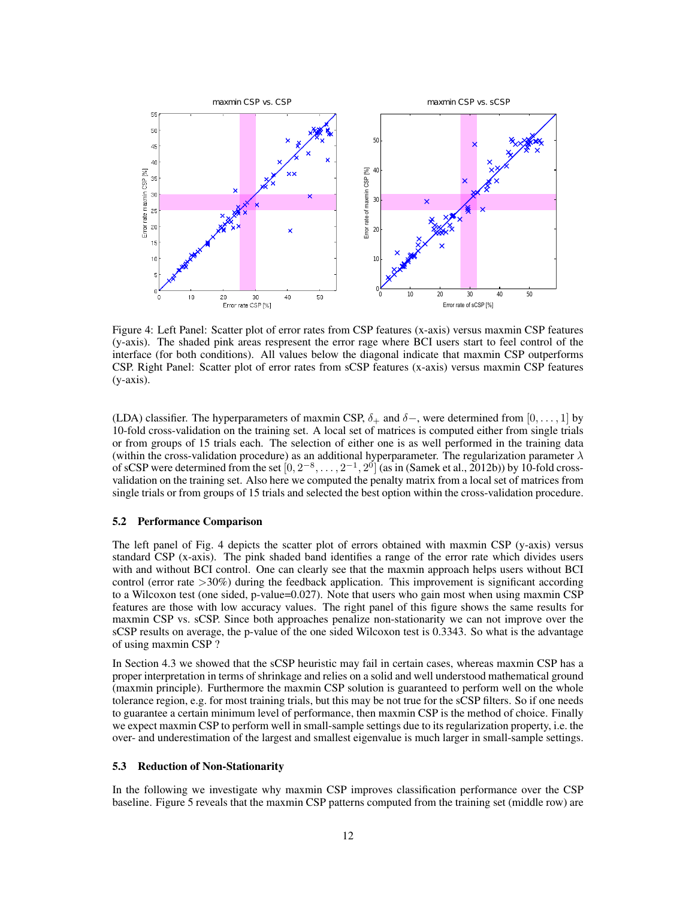Figure 4: Left Panel: Scatter plot of error rates from CSP features (x-axis) versus maxmin CSP features (y-axis). The shaded pink areas respresent the error rage where BCI users start to feel control of the interface (for both conditions). All values below the diagonal indicate that maxmin CSP outperforms CSP. Right Panel: Scatter plot of error rates from sCSP features (x-axis) versus maxmin CSP features (y-axis).

(LDA) classifier. The hyperparameters of maxmin CSP, $\delta_+$ and $\delta-$, were determined from $[0, \ldots, 1]$ by 10-fold cross-validation on the training set. A local set of matrices is computed either from single trials or from groups of 15 trials each. The selection of either one is as well performed in the training data (within the cross-validation procedure) as an additional hyperparameter. The regularization parameter $\lambda$ of sCSP were determined from the set $[0, 2^{-8}, \ldots, 2^{-1}, 2^0]$ (as in (Samek et al., 2012b)) by 10-fold cross-validation on the training set. Also here we computed the penalty matrix from a local set of matrices from single trials or from groups of 15 trials and selected the best option within the cross-validation procedure.

### 5.2 Performance Comparison

The left panel of Fig. 4 depicts the scatter plot of errors obtained with maxmin CSP (y-axis) versus standard CSP (x-axis). The pink shaded band identifies a range of the error rate which divides users with and without BCI control. One can clearly see that the maxmin approach helps users without BCI control (error rate $>30\%$) during the feedback application. This improvement is significant according to a Wilcoxon test (one sided, p-value=0.027). Note that users who gain most when using maxmin CSP features are those with low accuracy values. The right panel of this figure shows the same results for maxmin CSP vs. sCSP. Since both approaches penalize non-stationarity we can not improve over the sCSP results on average, the p-value of the one sided Wilcoxon test is 0.3343. So what is the advantage of using maxmin CSP ?

In Section 4.3 we showed that the sCSP heuristic may fail in certain cases, whereas maxmin CSP has a proper interpretation in terms of shrinkage and relies on a solid and well understood mathematical ground (maxmin principle). Furthermore the maxmin CSP solution is guaranteed to perform well on the whole tolerance region, e.g. for most training trials, but this may be not true for the sCSP filters. So if one needs to guarantee a certain minimum level of performance, then maxmin CSP is the method of choice. Finally we expect maxmin CSP to perform well in small-sample settings due to its regularization property, i.e. the over- and underestimation of the largest and smallest eigenvalue is much larger in small-sample settings.

### 5.3 Reduction of Non-Stationarity

In the following we investigate why maxmin CSP improves classification performance over the CSP baseline. Figure 5 reveals that the maxmin CSP patterns computed from the training set (middle row) are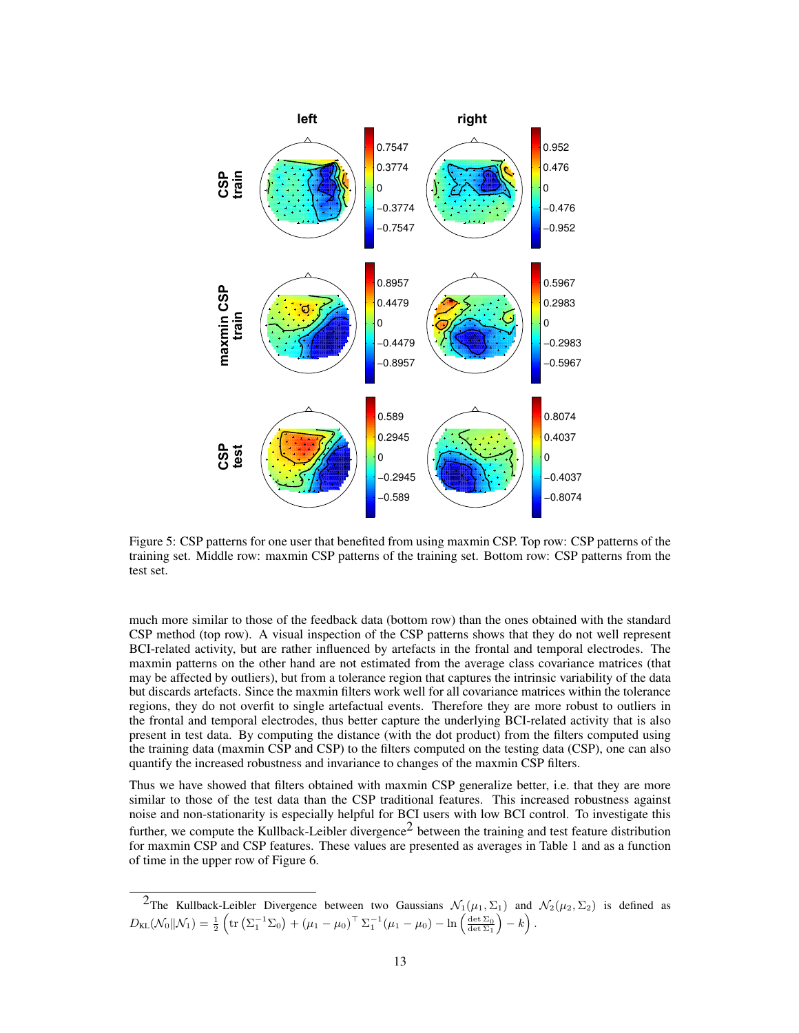Figure 5: CSP patterns for one user that benefited from using maxmin CSP. Top row: CSP patterns of the training set. Middle row: maxmin CSP patterns of the training set. Bottom row: CSP patterns from the test set.

much more similar to those of the feedback data (bottom row) than the ones obtained with the standard CSP method (top row). A visual inspection of the CSP patterns shows that they do not well represent BCI-related activity, but are rather influenced by artefacts in the frontal and temporal electrodes. The maxmin patterns on the other hand are not estimated from the average class covariance matrices (that may be affected by outliers), but from a tolerance region that captures the intrinsic variability of the data but discards artefacts. Since the maxmin filters work well for all covariance matrices within the tolerance regions, they do not overfit to single artefactual events. Therefore they are more robust to outliers in the frontal and temporal electrodes, thus better capture the underlying BCI-related activity that is also present in test data. By computing the distance (with the dot product) from the filters computed using the training data (maxmin CSP and CSP) to the filters computed on the testing data (CSP), one can also quantify the increased robustness and invariance to changes of the maxmin CSP filters.

Thus we have showed that filters obtained with maxmin CSP generalize better, i.e. that they are more similar to those of the test data than the CSP traditional features. This increased robustness against noise and non-stationarity is especially helpful for BCI users with low BCI control. To investigate this further, we compute the Kullback-Leibler divergence[2] between the training and test feature distribution for maxmin CSP and CSP features. These values are presented as averages in Table 1 and as a function of time in the upper row of Figure 6.

[2]The Kullback-Leibler Divergence between two Gaussians $\mathcal{N}_1(\mu_1, \Sigma_1)$ and $\mathcal{N}_2(\mu_2, \Sigma_2)$ is defined as $D_{\text{KL}}(\mathcal{N}_0 \| \mathcal{N}_1) = \frac{1}{2}\left(\text{tr}\left(\Sigma_1^{-1}\Sigma_0\right) + (\mu_1 - \mu_0)^\top \Sigma_1^{-1}(\mu_1 - \mu_0) - \ln\left(\frac{\det \Sigma_0}{\det \Sigma_1}\right) - k\right)$.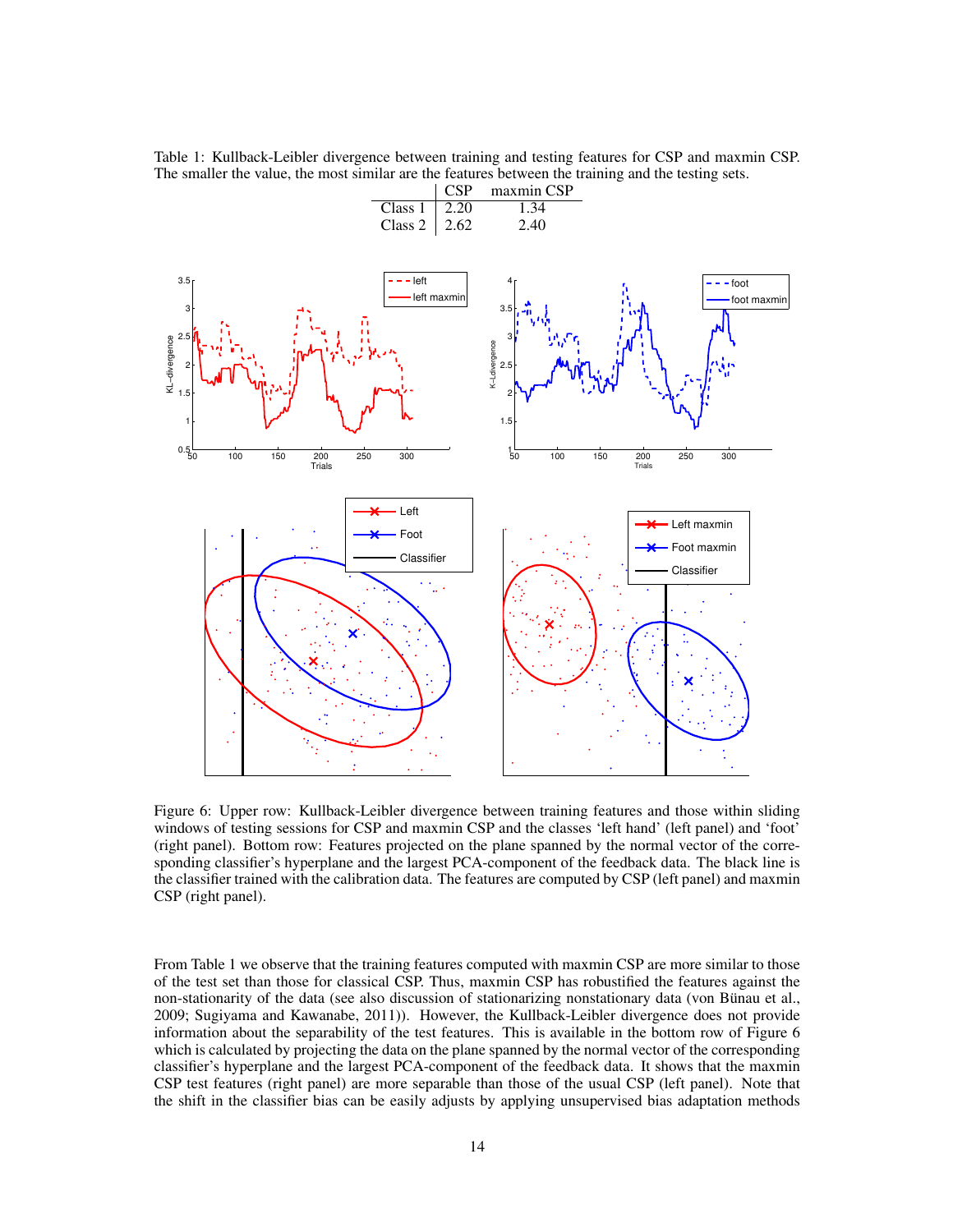Table 1: Kullback-Leibler divergence between training and testing features for CSP and maxmin CSP. The smaller the value, the most similar are the features between the training and the testing sets.

| | CSP | maxmin CSP |
|---|---|---|
| Class 1 | 2.20 | 1.34 |
| Class 2 | 2.62 | 2.40 |

Figure 6: Upper row: Kullback-Leibler divergence between training features and those within sliding windows of testing sessions for CSP and maxmin CSP and the classes 'left hand' (left panel) and 'foot' (right panel). Bottom row: Features projected on the plane spanned by the normal vector of the corresponding classifier's hyperplane and the largest PCA-component of the feedback data. The black line is the classifier trained with the calibration data. The features are computed by CSP (left panel) and maxmin CSP (right panel).

From Table 1 we observe that the training features computed with maxmin CSP are more similar to those of the test set than those for classical CSP. Thus, maxmin CSP has robustified the features against the non-stationarity of the data (see also discussion of stationarizing nonstationary data (von Bünau et al., 2009; Sugiyama and Kawanabe, 2011)). However, the Kullback-Leibler divergence does not provide information about the separability of the test features. This is available in the bottom row of Figure 6 which is calculated by projecting the data on the plane spanned by the normal vector of the corresponding classifier's hyperplane and the largest PCA-component of the feedback data. It shows that the maxmin CSP test features (right panel) are more separable than those of the usual CSP (left panel). Note that the shift in the classifier bias can be easily adjusts by applying unsupervised bias adaptation methods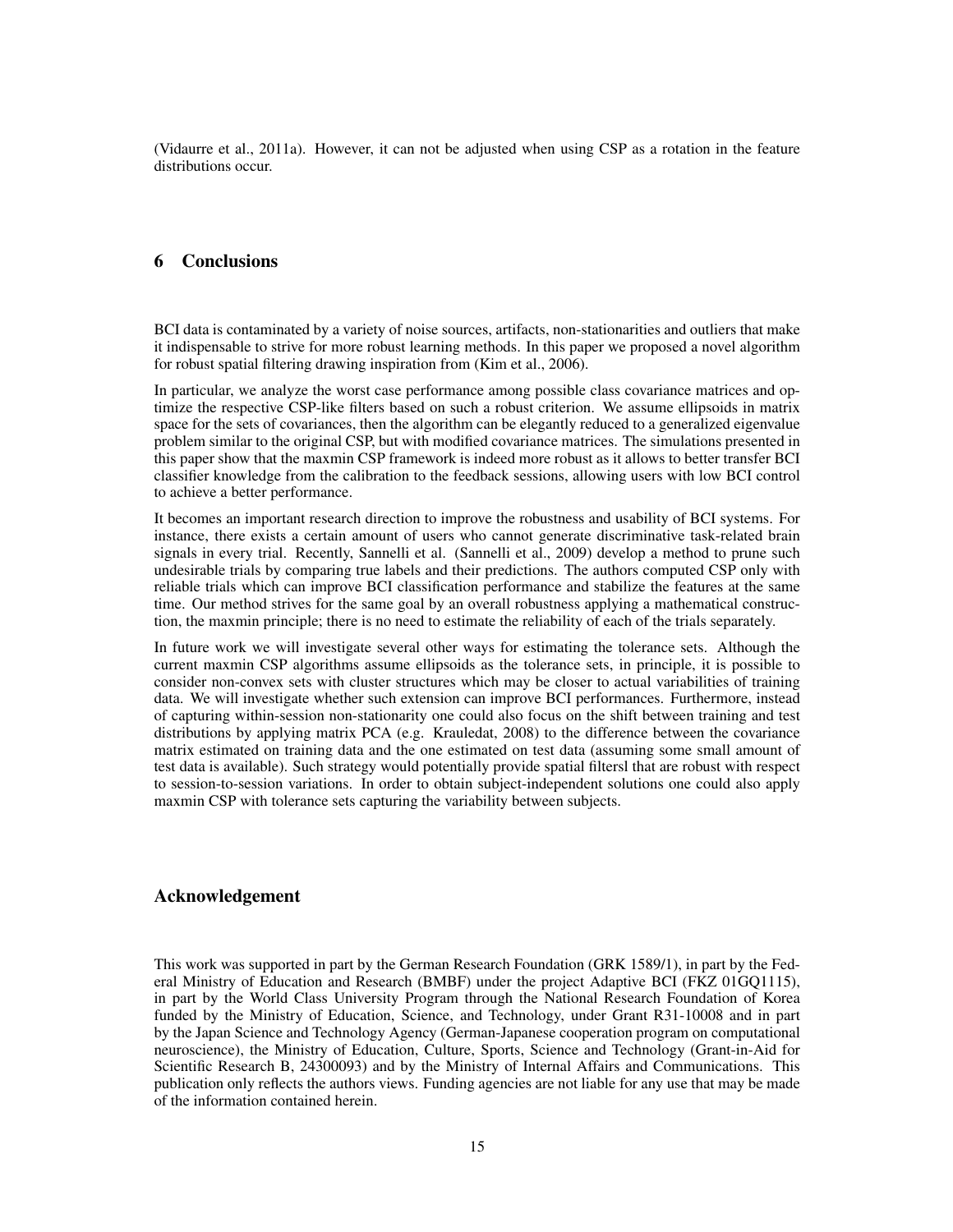(Vidaurre et al., 2011a). However, it can not be adjusted when using CSP as a rotation in the feature distributions occur.

## 6 Conclusions

BCI data is contaminated by a variety of noise sources, artifacts, non-stationarities and outliers that make it indispensable to strive for more robust learning methods. In this paper we proposed a novel algorithm for robust spatial filtering drawing inspiration from (Kim et al., 2006).

In particular, we analyze the worst case performance among possible class covariance matrices and optimize the respective CSP-like filters based on such a robust criterion. We assume ellipsoids in matrix space for the sets of covariances, then the algorithm can be elegantly reduced to a generalized eigenvalue problem similar to the original CSP, but with modified covariance matrices. The simulations presented in this paper show that the maxmin CSP framework is indeed more robust as it allows to better transfer BCI classifier knowledge from the calibration to the feedback sessions, allowing users with low BCI control to achieve a better performance.

It becomes an important research direction to improve the robustness and usability of BCI systems. For instance, there exists a certain amount of users who cannot generate discriminative task-related brain signals in every trial. Recently, Sannelli et al. (Sannelli et al., 2009) develop a method to prune such undesirable trials by comparing true labels and their predictions. The authors computed CSP only with reliable trials which can improve BCI classification performance and stabilize the features at the same time. Our method strives for the same goal by an overall robustness applying a mathematical construction, the maxmin principle; there is no need to estimate the reliability of each of the trials separately.

In future work we will investigate several other ways for estimating the tolerance sets. Although the current maxmin CSP algorithms assume ellipsoids as the tolerance sets, in principle, it is possible to consider non-convex sets with cluster structures which may be closer to actual variabilities of training data. We will investigate whether such extension can improve BCI performances. Furthermore, instead of capturing within-session non-stationarity one could also focus on the shift between training and test distributions by applying matrix PCA (e.g. Krauledat, 2008) to the difference between the covariance matrix estimated on training data and the one estimated on test data (assuming some small amount of test data is available). Such strategy would potentially provide spatial filtersl that are robust with respect to session-to-session variations. In order to obtain subject-independent solutions one could also apply maxmin CSP with tolerance sets capturing the variability between subjects.

## Acknowledgement

This work was supported in part by the German Research Foundation (GRK 1589/1), in part by the Federal Ministry of Education and Research (BMBF) under the project Adaptive BCI (FKZ 01GQ1115), in part by the World Class University Program through the National Research Foundation of Korea funded by the Ministry of Education, Science, and Technology, under Grant R31-10008 and in part by the Japan Science and Technology Agency (German-Japanese cooperation program on computational neuroscience), the Ministry of Education, Culture, Sports, Science and Technology (Grant-in-Aid for Scientific Research B, 24300093) and by the Ministry of Internal Affairs and Communications. This publication only reflects the authors views. Funding agencies are not liable for any use that may be made of the information contained herein.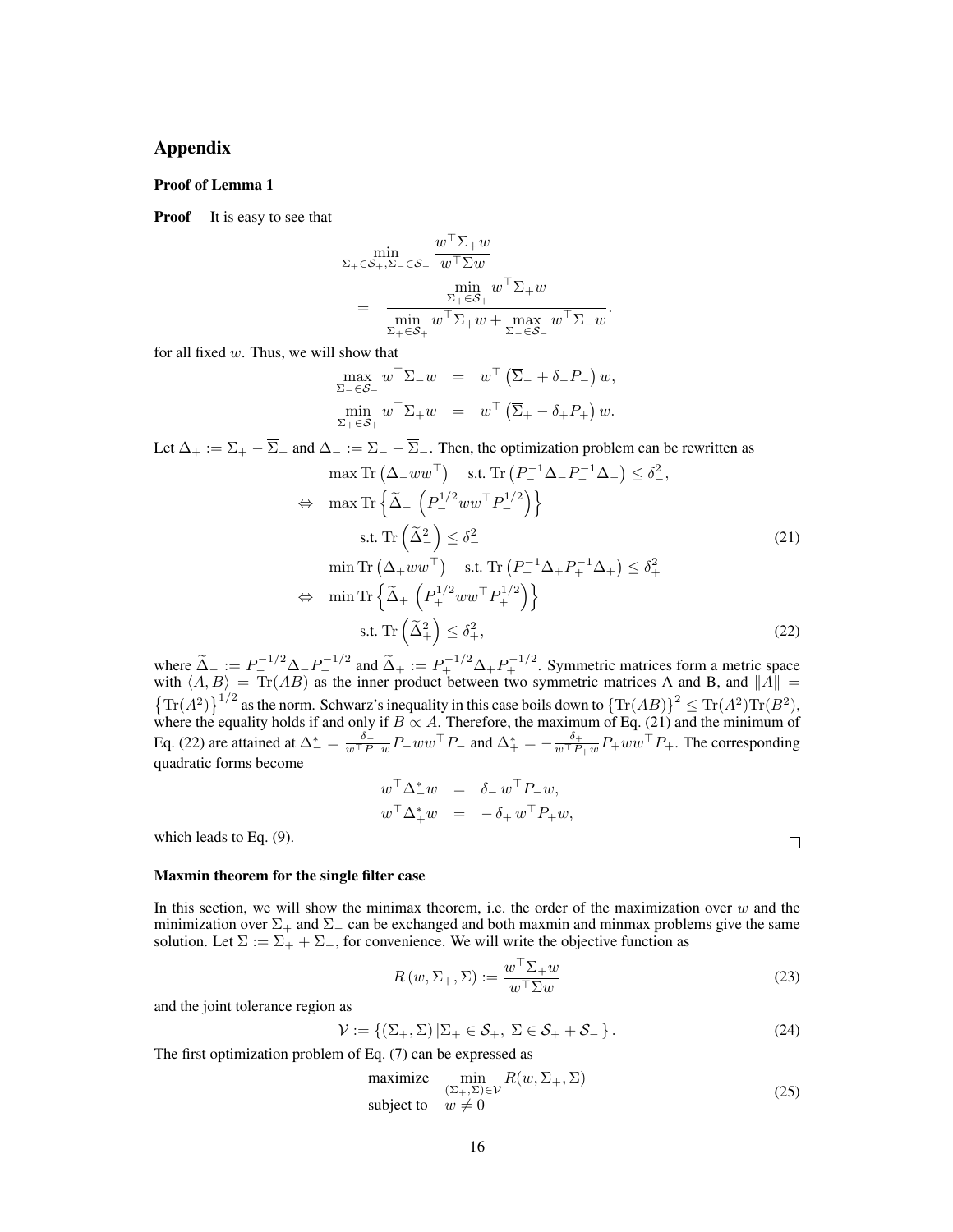# Appendix

### Proof of Lemma 1

**Proof** It is easy to see that

$$
\begin{aligned}
&\min_{\Sigma_+ \in \mathcal{S}_+, \Sigma_- \in \mathcal{S}_-} \frac{w^\top \Sigma_+ w}{w^\top \Sigma w} \\
&= \frac{\min\limits_{\Sigma_+ \in \mathcal{S}_+} w^\top \Sigma_+ w}{\min\limits_{\Sigma_+ \in \mathcal{S}_+} w^\top \Sigma_+ w + \max\limits_{\Sigma_- \in \mathcal{S}_-} w^\top \Sigma_- w}.
\end{aligned}
$$

for all fixed $w$. Thus, we will show that

$$
\begin{aligned}
\max_{\Sigma_- \in \mathcal{S}_-} w^\top \Sigma_- w &= w^\top \left( \overline{\Sigma}_- + \delta_- P_- \right) w, \\
\min_{\Sigma_+ \in \mathcal{S}_+} w^\top \Sigma_+ w &= w^\top \left( \overline{\Sigma}_+ - \delta_+ P_+ \right) w.
\end{aligned}
$$

Let $\Delta_+ := \Sigma_+ - \overline{\Sigma}_+$ and $\Delta_- := \Sigma_- - \overline{\Sigma}_-$. Then, the optimization problem can be rewritten as

$$
\begin{aligned}
& \max \mathrm{Tr}\left(\Delta_- w w^\top\right) \quad \text{s.t. } \mathrm{Tr}\left(P_-^{-1} \Delta_- P_-^{-1} \Delta_-\right) \le \delta_-^2, \\
\Leftrightarrow \quad & \max \mathrm{Tr}\left\{ \widetilde{\Delta}_- \left( P_-^{1/2} w w^\top P_-^{1/2} \right) \right\} \\
& \qquad \text{s.t. } \mathrm{Tr}\left( \widetilde{\Delta}_-^2 \right) \le \delta_-^2 
\end{aligned}
\tag{21}
$$

$$
\begin{aligned}
& \min \mathrm{Tr}\left(\Delta_+ w w^\top\right) \quad \text{s.t. } \mathrm{Tr}\left(P_+^{-1} \Delta_+ P_+^{-1} \Delta_+\right) \le \delta_+^2 \\
\Leftrightarrow \quad & \min \mathrm{Tr}\left\{ \widetilde{\Delta}_+ \left( P_+^{1/2} w w^\top P_+^{1/2} \right) \right\} \\
& \qquad \text{s.t. } \mathrm{Tr}\left( \widetilde{\Delta}_+^2 \right) \le \delta_+^2,
\end{aligned}
\tag{22}
$$

where $\widetilde{\Delta}_- := P_-^{-1/2} \Delta_- P_-^{-1/2}$ and $\widetilde{\Delta}_+ := P_+^{-1/2} \Delta_+ P_+^{-1/2}$. Symmetric matrices form a metric space with $\langle A, B \rangle = \mathrm{Tr}(AB)$ as the inner product between two symmetric matrices A and B, and $\|A\| = \left\{\mathrm{Tr}(A^2)\right\}^{1/2}$ as the norm. Schwarz's inequality in this case boils down to $\left\{\mathrm{Tr}(AB)\right\}^2 \le \mathrm{Tr}(A^2)\mathrm{Tr}(B^2)$, where the equality holds if and only if $B \propto A$. Therefore, the maximum of Eq. (21) and the minimum of Eq. (22) are attained at $\Delta_-^* = \frac{\delta_-}{w^\top P_- w} P_- w w^\top P_-$ and $\Delta_+^* = -\frac{\delta_+}{w^\top P_+ w} P_+ w w^\top P_+$. The corresponding quadratic forms become

$$
\begin{aligned}
w^\top \Delta_-^* w &= \delta_- \, w^\top P_- w, \\
w^\top \Delta_+^* w &= -\delta_+ \, w^\top P_+ w,
\end{aligned}
$$

which leads to Eq. (9). □

### Maxmin theorem for the single filter case

In this section, we will show the minimax theorem, i.e. the order of the maximization over $w$ and the minimization over $\Sigma_+$ and $\Sigma_-$ can be exchanged and both maxmin and minmax problems give the same solution. Let $\Sigma := \Sigma_+ + \Sigma_-$, for convenience. We will write the objective function as

$$
R\left(w, \Sigma_+, \Sigma\right) := \frac{w^\top \Sigma_+ w}{w^\top \Sigma w}
\tag{23}
$$

and the joint tolerance region as

$$
\mathcal{V} := \left\{ (\Sigma_+, \Sigma) \, | \Sigma_+ \in \mathcal{S}_+, \ \Sigma \in \mathcal{S}_+ + \mathcal{S}_- \right\}.
\tag{24}
$$

The first optimization problem of Eq. (7) can be expressed as

$$
\begin{aligned}
\text{maximize} \quad & \min_{(\Sigma_+, \Sigma) \in \mathcal{V}} R(w, \Sigma_+, \Sigma) \\
\text{subject to} \quad & w \ne 0
\end{aligned}
\tag{25}
$$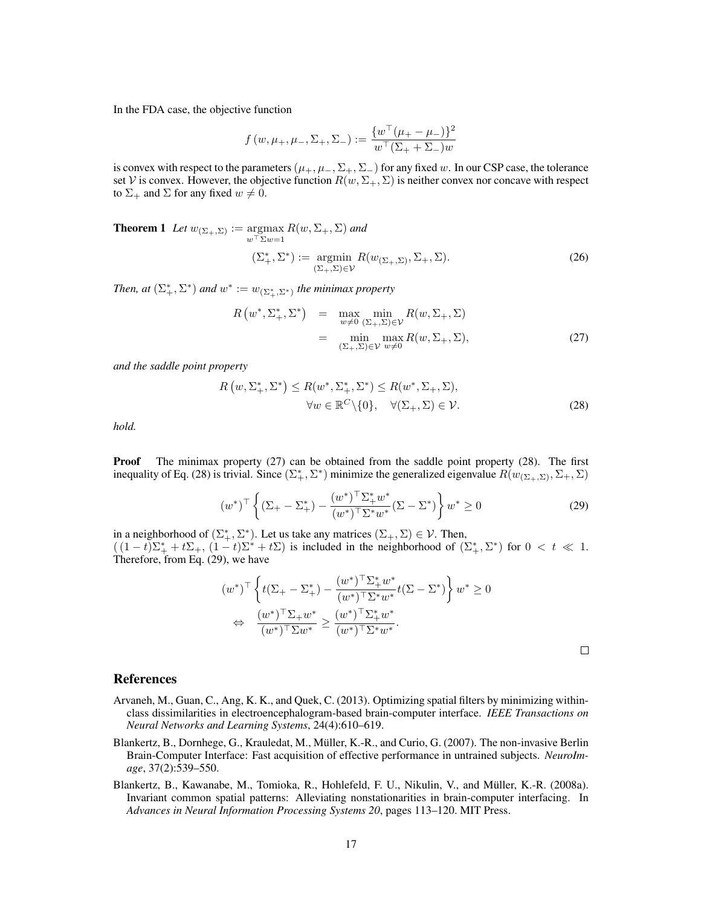In the FDA case, the objective function

$$f\left(w, \mu_+, \mu_-, \Sigma_+, \Sigma_-\right) := \frac{\{w^\top(\mu_+ - \mu_-)\}^2}{w^\top(\Sigma_+ + \Sigma_-)w}$$

is convex with respect to the parameters $(\mu_+, \mu_-, \Sigma_+, \Sigma_-)$ for any fixed $w$. In our CSP case, the tolerance set $\mathcal{V}$ is convex. However, the objective function $R(w, \Sigma_+, \Sigma)$ is neither convex nor concave with respect to $\Sigma_+$ and $\Sigma$ for any fixed $w \neq 0$.

**Theorem 1** *Let* $w_{(\Sigma_+,\Sigma)} := \underset{w^\top \Sigma w = 1}{\operatorname{argmax}} R(w, \Sigma_+, \Sigma)$ *and*

$$(\Sigma_+^*, \Sigma^*) := \underset{(\Sigma_+,\Sigma)\in\mathcal{V}}{\operatorname{argmin}} R(w_{(\Sigma_+,\Sigma)}, \Sigma_+, \Sigma). \tag{26}$$

*Then, at* $(\Sigma_+^*, \Sigma^*)$ *and* $w^* := w_{(\Sigma_+^*,\Sigma^*)}$ *the minimax property*

$$\begin{aligned} R\left(w^*, \Sigma_+^*, \Sigma^*\right) &= \max_{w\neq 0} \min_{(\Sigma_+,\Sigma)\in\mathcal{V}} R(w, \Sigma_+, \Sigma) \\ &= \min_{(\Sigma_+,\Sigma)\in\mathcal{V}} \max_{w\neq 0} R(w, \Sigma_+, \Sigma), \end{aligned} \tag{27}$$

*and the saddle point property*

$$\begin{aligned} R\left(w, \Sigma_+^*, \Sigma^*\right) \leq R(w^*, \Sigma_+^*, \Sigma^*) &\leq R(w^*, \Sigma_+, \Sigma), \\ \forall w \in \mathbb{R}^C\backslash\{0\}, &\quad \forall(\Sigma_+, \Sigma) \in \mathcal{V}. \end{aligned} \tag{28}$$

*hold.*

**Proof** The minimax property (27) can be obtained from the saddle point property (28). The first inequality of Eq. (28) is trivial. Since $(\Sigma_+^*, \Sigma^*)$ minimize the generalized eigenvalue $R(w_{(\Sigma_+,\Sigma)}, \Sigma_+, \Sigma)$

$$(w^*)^\top \left\{ (\Sigma_+ - \Sigma_+^*) - \frac{(w^*)^\top \Sigma_+^* w^*}{(w^*)^\top \Sigma^* w^*}(\Sigma - \Sigma^*) \right\} w^* \geq 0 \tag{29}$$

in a neighborhood of $(\Sigma_+^*, \Sigma^*)$. Let us take any matrices $(\Sigma_+, \Sigma) \in \mathcal{V}$. Then, $((1-t)\Sigma_+^* + t\Sigma_+, (1-t)\Sigma^* + t\Sigma)$ is included in the neighborhood of $(\Sigma_+^*, \Sigma^*)$ for $0 < t \ll 1$. Therefore, from Eq. (29), we have

$$\begin{aligned} &(w^*)^\top \left\{ t(\Sigma_+ - \Sigma_+^*) - \frac{(w^*)^\top \Sigma_+^* w^*}{(w^*)^\top \Sigma^* w^*} t(\Sigma - \Sigma^*) \right\} w^* \geq 0 \\ \Leftrightarrow \quad & \frac{(w^*)^\top \Sigma_+ w^*}{(w^*)^\top \Sigma w^*} \geq \frac{(w^*)^\top \Sigma_+^* w^*}{(w^*)^\top \Sigma^* w^*}. \end{aligned}$$

□

## References

Arvaneh, M., Guan, C., Ang, K. K., and Quek, C. (2013). Optimizing spatial filters by minimizing within-class dissimilarities in electroencephalogram-based brain-computer interface. *IEEE Transactions on Neural Networks and Learning Systems*, 24(4):610–619.

Blankertz, B., Dornhege, G., Krauledat, M., Müller, K.-R., and Curio, G. (2007). The non-invasive Berlin Brain-Computer Interface: Fast acquisition of effective performance in untrained subjects. *NeuroImage*, 37(2):539–550.

Blankertz, B., Kawanabe, M., Tomioka, R., Hohlefeld, F. U., Nikulin, V., and Müller, K.-R. (2008a). Invariant common spatial patterns: Alleviating nonstationarities in brain-computer interfacing. In *Advances in Neural Information Processing Systems 20*, pages 113–120. MIT Press.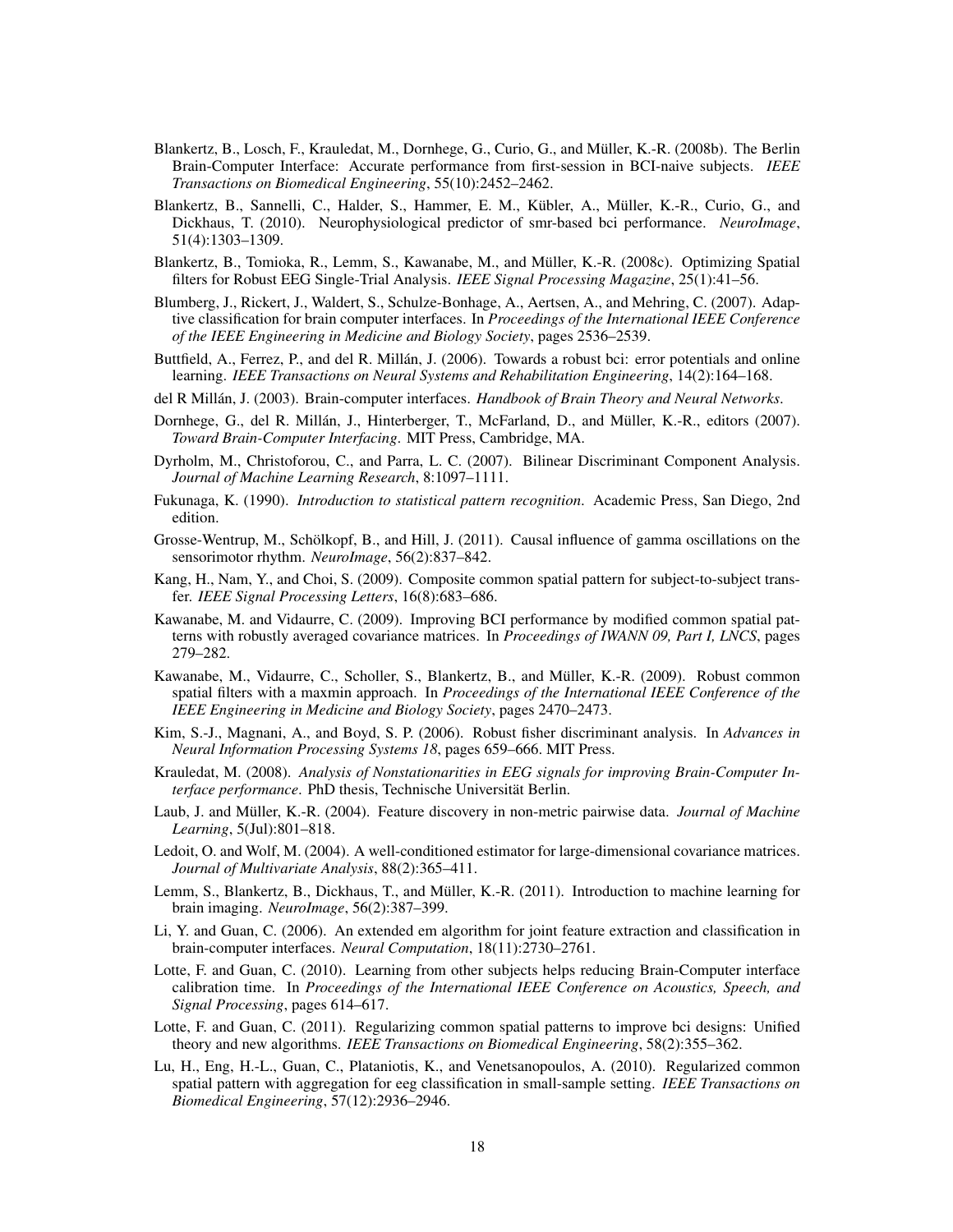Blankertz, B., Losch, F., Krauledat, M., Dornhege, G., Curio, G., and Müller, K.-R. (2008b). The Berlin Brain-Computer Interface: Accurate performance from first-session in BCI-naive subjects. *IEEE Transactions on Biomedical Engineering*, 55(10):2452–2462.

Blankertz, B., Sannelli, C., Halder, S., Hammer, E. M., Kübler, A., Müller, K.-R., Curio, G., and Dickhaus, T. (2010). Neurophysiological predictor of smr-based bci performance. *NeuroImage*, 51(4):1303–1309.

Blankertz, B., Tomioka, R., Lemm, S., Kawanabe, M., and Müller, K.-R. (2008c). Optimizing Spatial filters for Robust EEG Single-Trial Analysis. *IEEE Signal Processing Magazine*, 25(1):41–56.

Blumberg, J., Rickert, J., Waldert, S., Schulze-Bonhage, A., Aertsen, A., and Mehring, C. (2007). Adaptive classification for brain computer interfaces. In *Proceedings of the International IEEE Conference of the IEEE Engineering in Medicine and Biology Society*, pages 2536–2539.

Buttfield, A., Ferrez, P., and del R. Millán, J. (2006). Towards a robust bci: error potentials and online learning. *IEEE Transactions on Neural Systems and Rehabilitation Engineering*, 14(2):164–168.

del R Millán, J. (2003). Brain-computer interfaces. *Handbook of Brain Theory and Neural Networks*.

Dornhege, G., del R. Millán, J., Hinterberger, T., McFarland, D., and Müller, K.-R., editors (2007). *Toward Brain-Computer Interfacing*. MIT Press, Cambridge, MA.

Dyrholm, M., Christoforou, C., and Parra, L. C. (2007). Bilinear Discriminant Component Analysis. *Journal of Machine Learning Research*, 8:1097–1111.

Fukunaga, K. (1990). *Introduction to statistical pattern recognition*. Academic Press, San Diego, 2nd edition.

Grosse-Wentrup, M., Schölkopf, B., and Hill, J. (2011). Causal influence of gamma oscillations on the sensorimotor rhythm. *NeuroImage*, 56(2):837–842.

Kang, H., Nam, Y., and Choi, S. (2009). Composite common spatial pattern for subject-to-subject transfer. *IEEE Signal Processing Letters*, 16(8):683–686.

Kawanabe, M. and Vidaurre, C. (2009). Improving BCI performance by modified common spatial patterns with robustly averaged covariance matrices. In *Proceedings of IWANN 09, Part I, LNCS*, pages 279–282.

Kawanabe, M., Vidaurre, C., Scholler, S., Blankertz, B., and Müller, K.-R. (2009). Robust common spatial filters with a maxmin approach. In *Proceedings of the International IEEE Conference of the IEEE Engineering in Medicine and Biology Society*, pages 2470–2473.

Kim, S.-J., Magnani, A., and Boyd, S. P. (2006). Robust fisher discriminant analysis. In *Advances in Neural Information Processing Systems 18*, pages 659–666. MIT Press.

Krauledat, M. (2008). *Analysis of Nonstationarities in EEG signals for improving Brain-Computer Interface performance*. PhD thesis, Technische Universität Berlin.

Laub, J. and Müller, K.-R. (2004). Feature discovery in non-metric pairwise data. *Journal of Machine Learning*, 5(Jul):801–818.

Ledoit, O. and Wolf, M. (2004). A well-conditioned estimator for large-dimensional covariance matrices. *Journal of Multivariate Analysis*, 88(2):365–411.

Lemm, S., Blankertz, B., Dickhaus, T., and Müller, K.-R. (2011). Introduction to machine learning for brain imaging. *NeuroImage*, 56(2):387–399.

Li, Y. and Guan, C. (2006). An extended em algorithm for joint feature extraction and classification in brain-computer interfaces. *Neural Computation*, 18(11):2730–2761.

Lotte, F. and Guan, C. (2010). Learning from other subjects helps reducing Brain-Computer interface calibration time. In *Proceedings of the International IEEE Conference on Acoustics, Speech, and Signal Processing*, pages 614–617.

Lotte, F. and Guan, C. (2011). Regularizing common spatial patterns to improve bci designs: Unified theory and new algorithms. *IEEE Transactions on Biomedical Engineering*, 58(2):355–362.

Lu, H., Eng, H.-L., Guan, C., Plataniotis, K., and Venetsanopoulos, A. (2010). Regularized common spatial pattern with aggregation for eeg classification in small-sample setting. *IEEE Transactions on Biomedical Engineering*, 57(12):2936–2946.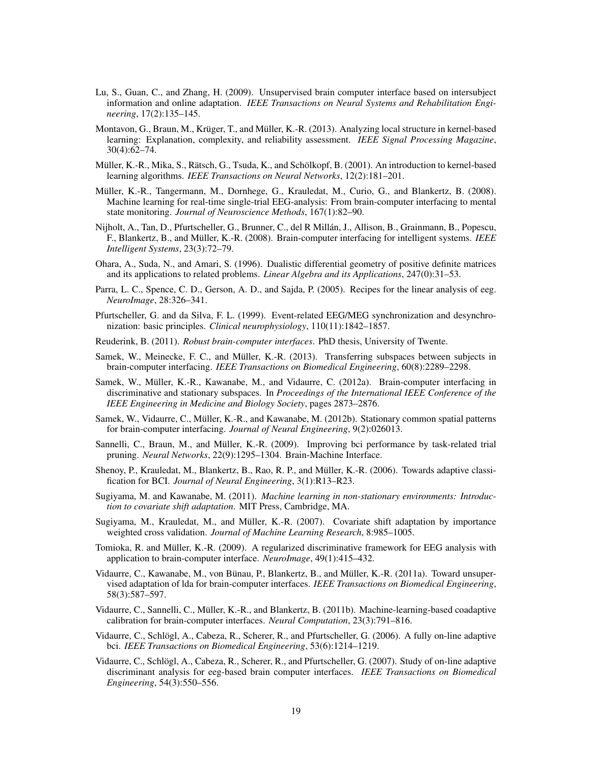Lu, S., Guan, C., and Zhang, H. (2009). Unsupervised brain computer interface based on intersubject information and online adaptation. *IEEE Transactions on Neural Systems and Rehabilitation Engineering*, 17(2):135–145.

Montavon, G., Braun, M., Krüger, T., and Müller, K.-R. (2013). Analyzing local structure in kernel-based learning: Explanation, complexity, and reliability assessment. *IEEE Signal Processing Magazine*, 30(4):62–74.

Müller, K.-R., Mika, S., Rätsch, G., Tsuda, K., and Schölkopf, B. (2001). An introduction to kernel-based learning algorithms. *IEEE Transactions on Neural Networks*, 12(2):181–201.

Müller, K.-R., Tangermann, M., Dornhege, G., Krauledat, M., Curio, G., and Blankertz, B. (2008). Machine learning for real-time single-trial EEG-analysis: From brain-computer interfacing to mental state monitoring. *Journal of Neuroscience Methods*, 167(1):82–90.

Nijholt, A., Tan, D., Pfurtscheller, G., Brunner, C., del R Millán, J., Allison, B., Grainmann, B., Popescu, F., Blankertz, B., and Müller, K.-R. (2008). Brain-computer interfacing for intelligent systems. *IEEE Intelligent Systems*, 23(3):72–79.

Ohara, A., Suda, N., and Amari, S. (1996). Dualistic differential geometry of positive definite matrices and its applications to related problems. *Linear Algebra and its Applications*, 247(0):31–53.

Parra, L. C., Spence, C. D., Gerson, A. D., and Sajda, P. (2005). Recipes for the linear analysis of eeg. *NeuroImage*, 28:326–341.

Pfurtscheller, G. and da Silva, F. L. (1999). Event-related EEG/MEG synchronization and desynchronization: basic principles. *Clinical neurophysiology*, 110(11):1842–1857.

Reuderink, B. (2011). *Robust brain-computer interfaces*. PhD thesis, University of Twente.

Samek, W., Meinecke, F. C., and Müller, K.-R. (2013). Transferring subspaces between subjects in brain-computer interfacing. *IEEE Transactions on Biomedical Engineering*, 60(8):2289–2298.

Samek, W., Müller, K.-R., Kawanabe, M., and Vidaurre, C. (2012a). Brain-computer interfacing in discriminative and stationary subspaces. In *Proceedings of the International IEEE Conference of the IEEE Engineering in Medicine and Biology Society*, pages 2873–2876.

Samek, W., Vidaurre, C., Müller, K.-R., and Kawanabe, M. (2012b). Stationary common spatial patterns for brain-computer interfacing. *Journal of Neural Engineering*, 9(2):026013.

Sannelli, C., Braun, M., and Müller, K.-R. (2009). Improving bci performance by task-related trial pruning. *Neural Networks*, 22(9):1295–1304. Brain-Machine Interface.

Shenoy, P., Krauledat, M., Blankertz, B., Rao, R. P., and Müller, K.-R. (2006). Towards adaptive classification for BCI. *Journal of Neural Engineering*, 3(1):R13–R23.

Sugiyama, M. and Kawanabe, M. (2011). *Machine learning in non-stationary environments: Introduction to covariate shift adaptation*. MIT Press, Cambridge, MA.

Sugiyama, M., Krauledat, M., and Müller, K.-R. (2007). Covariate shift adaptation by importance weighted cross validation. *Journal of Machine Learning Research*, 8:985–1005.

Tomioka, R. and Müller, K.-R. (2009). A regularized discriminative framework for EEG analysis with application to brain-computer interface. *NeuroImage*, 49(1):415–432.

Vidaurre, C., Kawanabe, M., von Bünau, P., Blankertz, B., and Müller, K.-R. (2011a). Toward unsupervised adaptation of lda for brain-computer interfaces. *IEEE Transactions on Biomedical Engineering*, 58(3):587–597.

Vidaurre, C., Sannelli, C., Müller, K.-R., and Blankertz, B. (2011b). Machine-learning-based coadaptive calibration for brain-computer interfaces. *Neural Computation*, 23(3):791–816.

Vidaurre, C., Schlögl, A., Cabeza, R., Scherer, R., and Pfurtscheller, G. (2006). A fully on-line adaptive bci. *IEEE Transactions on Biomedical Engineering*, 53(6):1214–1219.

Vidaurre, C., Schlögl, A., Cabeza, R., Scherer, R., and Pfurtscheller, G. (2007). Study of on-line adaptive discriminant analysis for eeg-based brain computer interfaces. *IEEE Transactions on Biomedical Engineering*, 54(3):550–556.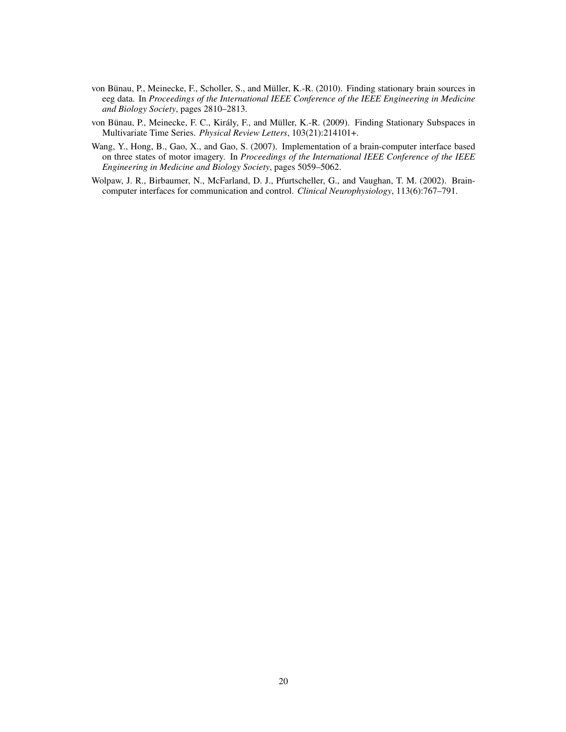von Bünau, P., Meinecke, F., Scholler, S., and Müller, K.-R. (2010). Finding stationary brain sources in eeg data. In *Proceedings of the International IEEE Conference of the IEEE Engineering in Medicine and Biology Society*, pages 2810–2813.

von Bünau, P., Meinecke, F. C., Király, F., and Müller, K.-R. (2009). Finding Stationary Subspaces in Multivariate Time Series. *Physical Review Letters*, 103(21):214101+.

Wang, Y., Hong, B., Gao, X., and Gao, S. (2007). Implementation of a brain-computer interface based on three states of motor imagery. In *Proceedings of the International IEEE Conference of the IEEE Engineering in Medicine and Biology Society*, pages 5059–5062.

Wolpaw, J. R., Birbaumer, N., McFarland, D. J., Pfurtscheller, G., and Vaughan, T. M. (2002). Brain-computer interfaces for communication and control. *Clinical Neurophysiology*, 113(6):767–791.